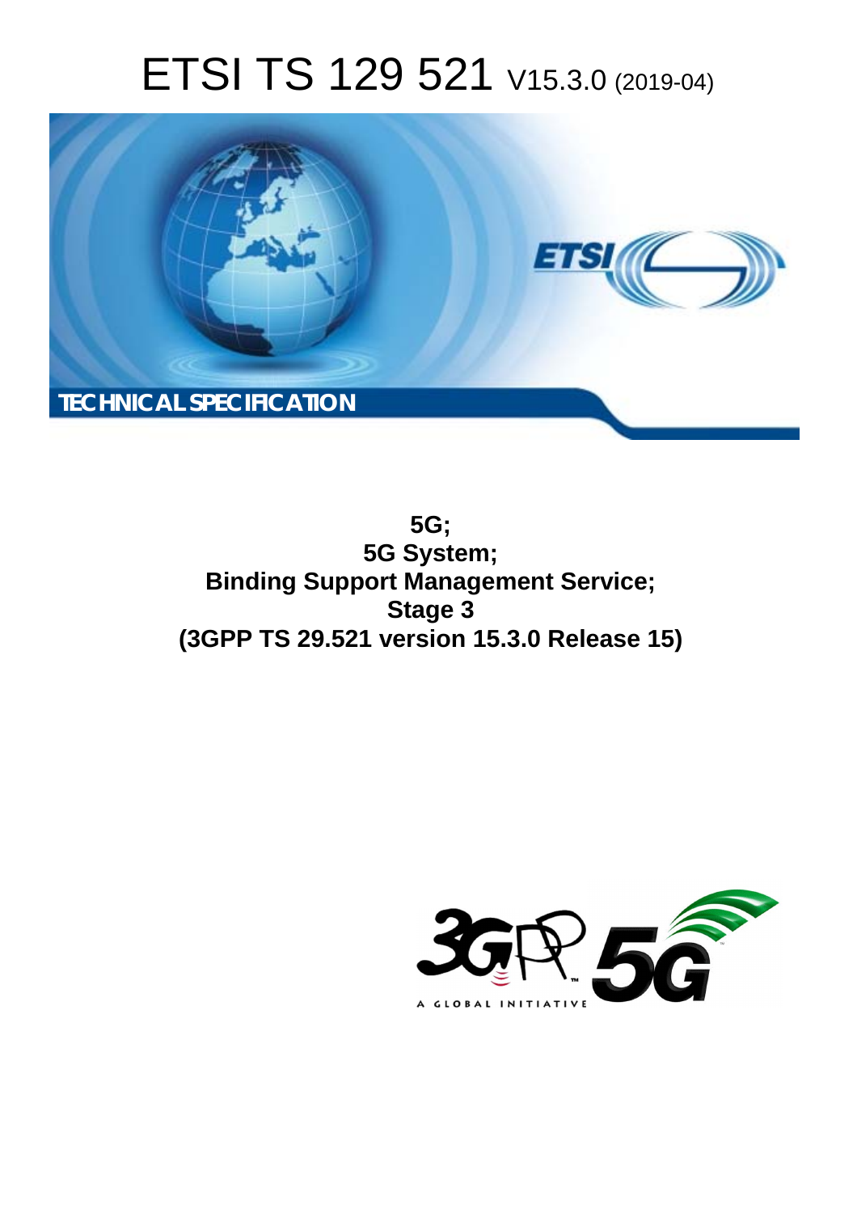# ETSI TS 129 521 V15.3.0 (2019-04)

TECHNICAL SPECIFICATION

**5G;**
**5G System;**
**Binding Support Management Service;**
**Stage 3**
**(3GPP TS 29.521 version 15.3.0 Release 15)**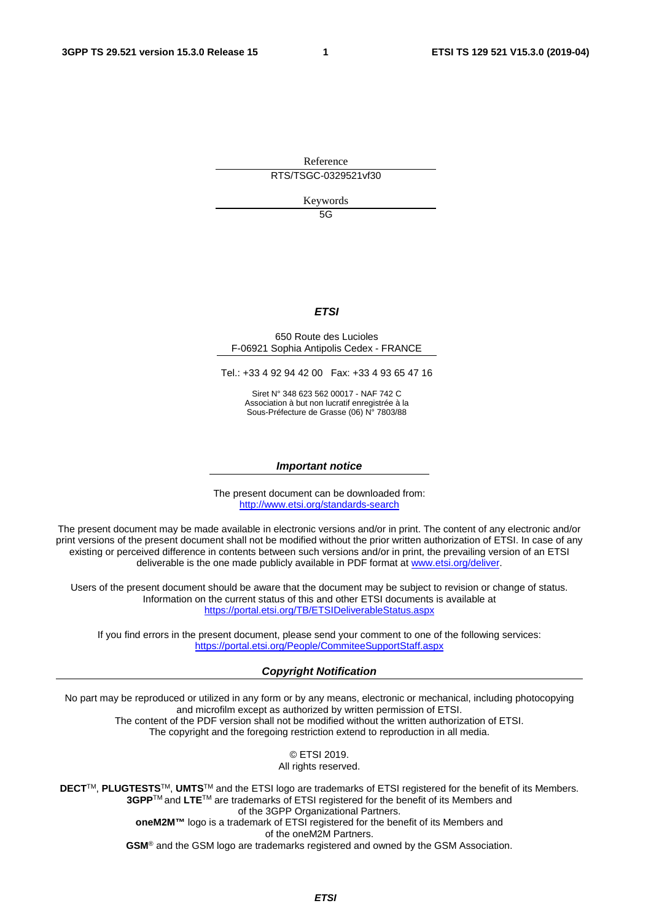Reference

RTS/TSGC-0329521vf30

Keywords

5G

***ETSI***

650 Route des Lucioles
F-06921 Sophia Antipolis Cedex - FRANCE

Tel.: +33 4 92 94 42 00 Fax: +33 4 93 65 47 16

Siret N° 348 623 562 00017 - NAF 742 C
Association à but non lucratif enregistrée à la
Sous-Préfecture de Grasse (06) N° 7803/88

***Important notice***

The present document can be downloaded from:
http://www.etsi.org/standards-search

The present document may be made available in electronic versions and/or in print. The content of any electronic and/or print versions of the present document shall not be modified without the prior written authorization of ETSI. In case of any existing or perceived difference in contents between such versions and/or in print, the prevailing version of an ETSI deliverable is the one made publicly available in PDF format at www.etsi.org/deliver.

Users of the present document should be aware that the document may be subject to revision or change of status. Information on the current status of this and other ETSI documents is available at https://portal.etsi.org/TB/ETSIDeliverableStatus.aspx

If you find errors in the present document, please send your comment to one of the following services:
https://portal.etsi.org/People/CommiteeSupportStaff.aspx

***Copyright Notification***

No part may be reproduced or utilized in any form or by any means, electronic or mechanical, including photocopying and microfilm except as authorized by written permission of ETSI.
The content of the PDF version shall not be modified without the written authorization of ETSI.
The copyright and the foregoing restriction extend to reproduction in all media.

© ETSI 2019.
All rights reserved.

**DECT**™, **PLUGTESTS**™, **UMTS**™ and the ETSI logo are trademarks of ETSI registered for the benefit of its Members.
**3GPP**™ and **LTE**™ are trademarks of ETSI registered for the benefit of its Members and of the 3GPP Organizational Partners.
**oneM2M™** logo is a trademark of ETSI registered for the benefit of its Members and of the oneM2M Partners.
**GSM**® and the GSM logo are trademarks registered and owned by the GSM Association.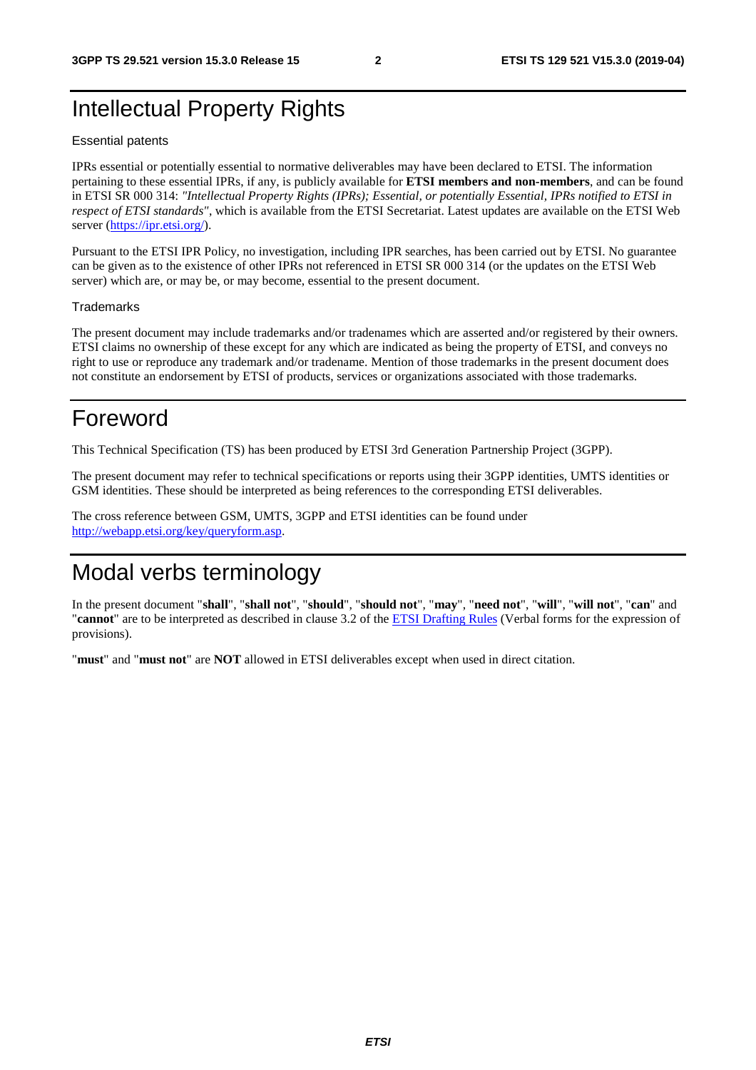# Intellectual Property Rights

Essential patents

IPRs essential or potentially essential to normative deliverables may have been declared to ETSI. The information pertaining to these essential IPRs, if any, is publicly available for **ETSI members and non-members**, and can be found in ETSI SR 000 314: *"Intellectual Property Rights (IPRs); Essential, or potentially Essential, IPRs notified to ETSI in respect of ETSI standards"*, which is available from the ETSI Secretariat. Latest updates are available on the ETSI Web server (https://ipr.etsi.org/).

Pursuant to the ETSI IPR Policy, no investigation, including IPR searches, has been carried out by ETSI. No guarantee can be given as to the existence of other IPRs not referenced in ETSI SR 000 314 (or the updates on the ETSI Web server) which are, or may be, or may become, essential to the present document.

Trademarks

The present document may include trademarks and/or tradenames which are asserted and/or registered by their owners. ETSI claims no ownership of these except for any which are indicated as being the property of ETSI, and conveys no right to use or reproduce any trademark and/or tradename. Mention of those trademarks in the present document does not constitute an endorsement by ETSI of products, services or organizations associated with those trademarks.

# Foreword

This Technical Specification (TS) has been produced by ETSI 3rd Generation Partnership Project (3GPP).

The present document may refer to technical specifications or reports using their 3GPP identities, UMTS identities or GSM identities. These should be interpreted as being references to the corresponding ETSI deliverables.

The cross reference between GSM, UMTS, 3GPP and ETSI identities can be found under http://webapp.etsi.org/key/queryform.asp.

# Modal verbs terminology

In the present document "**shall**", "**shall not**", "**should**", "**should not**", "**may**", "**need not**", "**will**", "**will not**", "**can**" and "**cannot**" are to be interpreted as described in clause 3.2 of the ETSI Drafting Rules (Verbal forms for the expression of provisions).

"**must**" and "**must not**" are **NOT** allowed in ETSI deliverables except when used in direct citation.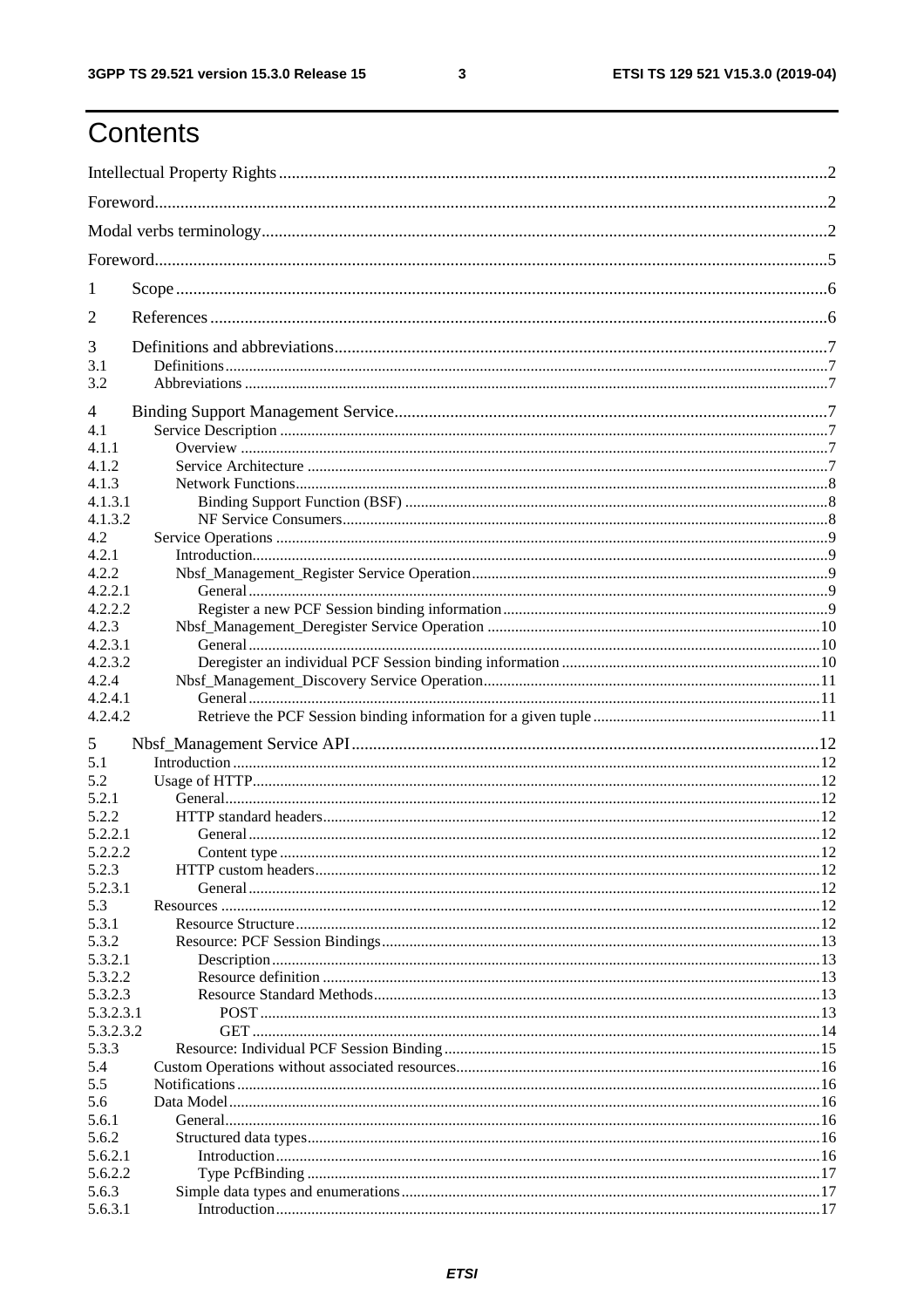# Contents

Intellectual Property Rights ..... 2

Foreword ..... 2

Modal verbs terminology ..... 2

Foreword ..... 5

1 Scope ..... 6

2 References ..... 6

3 Definitions and abbreviations ..... 7

3.1 Definitions ..... 7

3.2 Abbreviations ..... 7

4 Binding Support Management Service ..... 7

4.1 Service Description ..... 7

4.1.1 Overview ..... 7

4.1.2 Service Architecture ..... 7

4.1.3 Network Functions ..... 8

4.1.3.1 Binding Support Function (BSF) ..... 8

4.1.3.2 NF Service Consumers ..... 8

4.2 Service Operations ..... 9

4.2.1 Introduction ..... 9

4.2.2 Nbsf_Management_Register Service Operation ..... 9

4.2.2.1 General ..... 9

4.2.2.2 Register a new PCF Session binding information ..... 9

4.2.3 Nbsf_Management_Deregister Service Operation ..... 10

4.2.3.1 General ..... 10

4.2.3.2 Deregister an individual PCF Session binding information ..... 10

4.2.4 Nbsf_Management_Discovery Service Operation ..... 11

4.2.4.1 General ..... 11

4.2.4.2 Retrieve the PCF Session binding information for a given tuple ..... 11

5 Nbsf_Management Service API ..... 12

5.1 Introduction ..... 12

5.2 Usage of HTTP ..... 12

5.2.1 General ..... 12

5.2.2 HTTP standard headers ..... 12

5.2.2.1 General ..... 12

5.2.2.2 Content type ..... 12

5.2.3 HTTP custom headers ..... 12

5.2.3.1 General ..... 12

5.3 Resources ..... 12

5.3.1 Resource Structure ..... 12

5.3.2 Resource: PCF Session Bindings ..... 13

5.3.2.1 Description ..... 13

5.3.2.2 Resource definition ..... 13

5.3.2.3 Resource Standard Methods ..... 13

5.3.2.3.1 POST ..... 13

5.3.2.3.2 GET ..... 14

5.3.3 Resource: Individual PCF Session Binding ..... 15

5.4 Custom Operations without associated resources ..... 16

5.5 Notifications ..... 16

5.6 Data Model ..... 16

5.6.1 General ..... 16

5.6.2 Structured data types ..... 16

5.6.2.1 Introduction ..... 16

5.6.2.2 Type PcfBinding ..... 17

5.6.3 Simple data types and enumerations ..... 17

5.6.3.1 Introduction ..... 17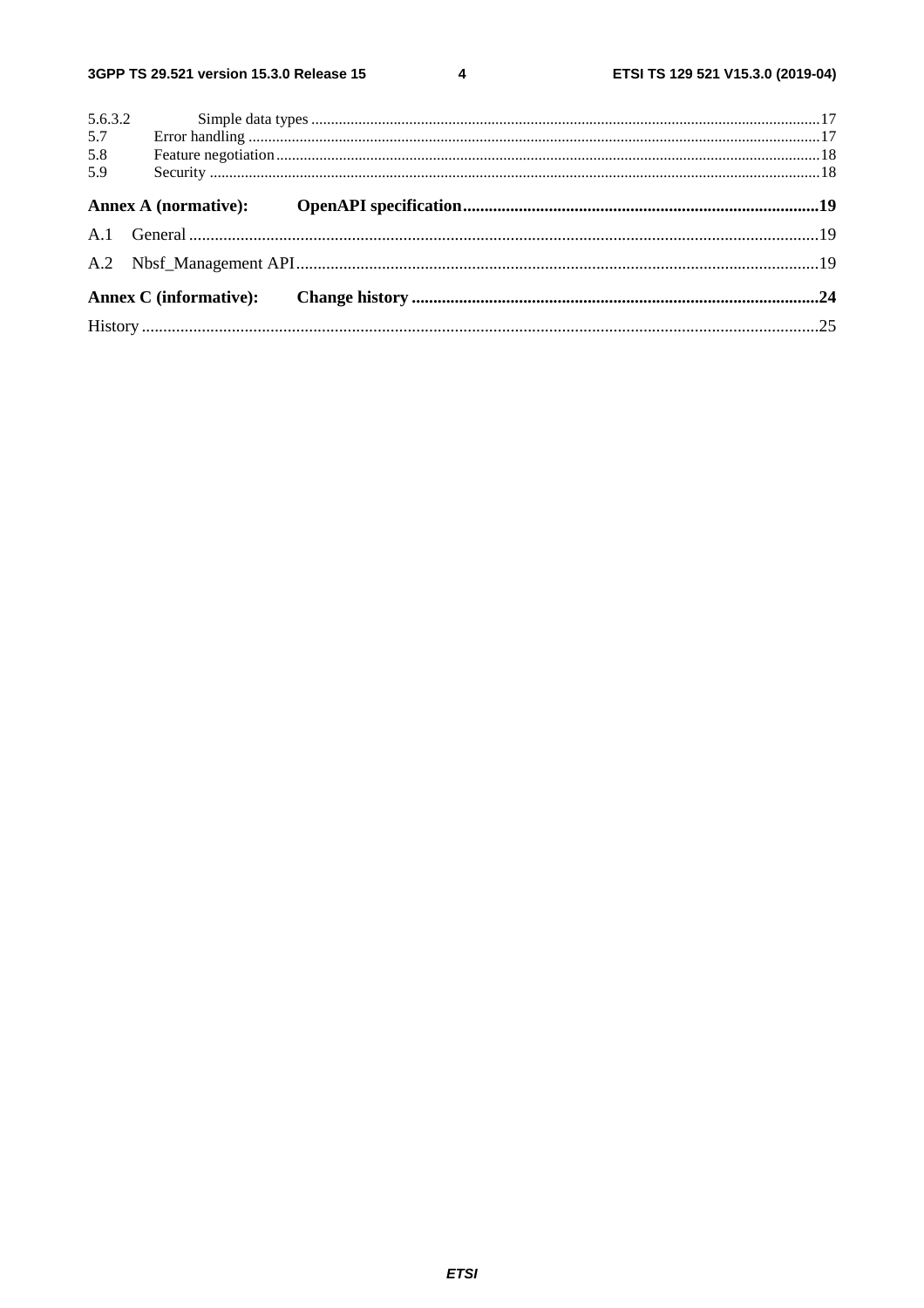5.6.3.2 Simple data types ....................................................................................................................................17
5.7 Error handling ..........................................................................................................................................17
5.8 Feature negotiation ...................................................................................................................................18
5.9 Security ....................................................................................................................................................18

**Annex A (normative): OpenAPI specification ......................................................................................19**

A.1 General ...........................................................................................................................................................19

A.2 Nbsf_Management API ...................................................................................................................................19

**Annex C (informative): Change history ...................................................................................................24**

History ..............................................................................................................................................................25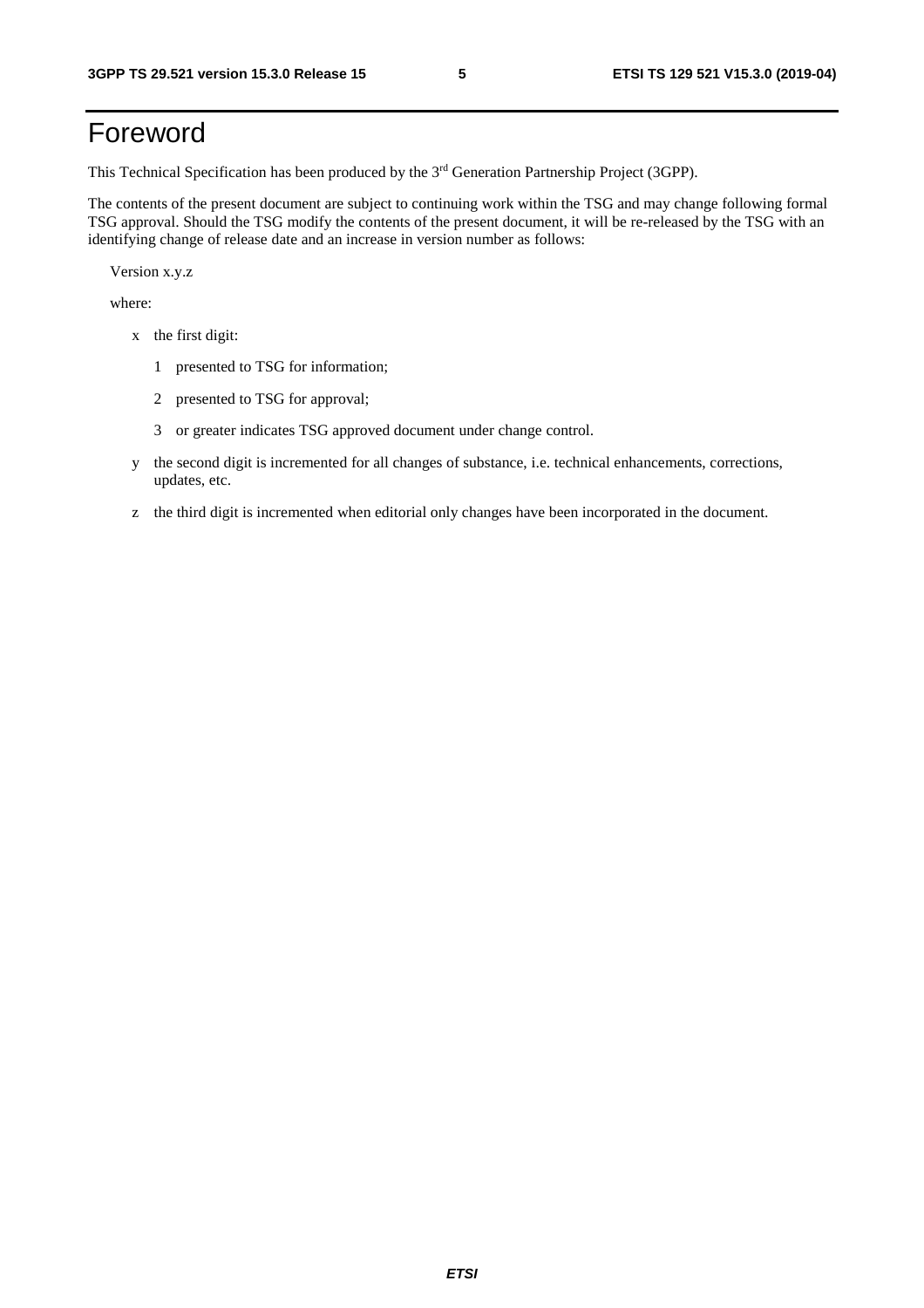# Foreword

This Technical Specification has been produced by the 3rd Generation Partnership Project (3GPP).

The contents of the present document are subject to continuing work within the TSG and may change following formal TSG approval. Should the TSG modify the contents of the present document, it will be re-released by the TSG with an identifying change of release date and an increase in version number as follows:

Version x.y.z

where:

- x the first digit:
  - 1 presented to TSG for information;
  - 2 presented to TSG for approval;
  - 3 or greater indicates TSG approved document under change control.
- y the second digit is incremented for all changes of substance, i.e. technical enhancements, corrections, updates, etc.
- z the third digit is incremented when editorial only changes have been incorporated in the document.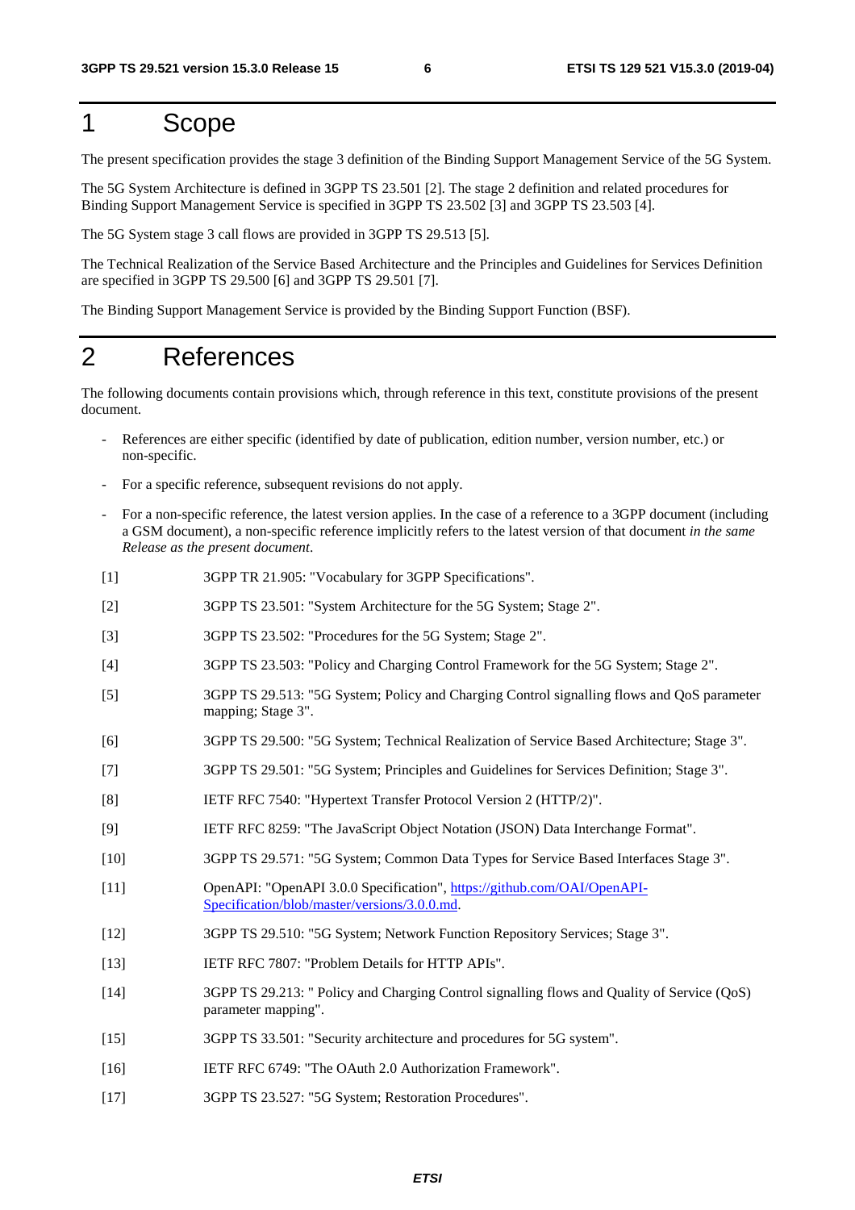# 1 Scope

The present specification provides the stage 3 definition of the Binding Support Management Service of the 5G System.

The 5G System Architecture is defined in 3GPP TS 23.501 [2]. The stage 2 definition and related procedures for Binding Support Management Service is specified in 3GPP TS 23.502 [3] and 3GPP TS 23.503 [4].

The 5G System stage 3 call flows are provided in 3GPP TS 29.513 [5].

The Technical Realization of the Service Based Architecture and the Principles and Guidelines for Services Definition are specified in 3GPP TS 29.500 [6] and 3GPP TS 29.501 [7].

The Binding Support Management Service is provided by the Binding Support Function (BSF).

# 2 References

The following documents contain provisions which, through reference in this text, constitute provisions of the present document.

- References are either specific (identified by date of publication, edition number, version number, etc.) or non-specific.
- For a specific reference, subsequent revisions do not apply.
- For a non-specific reference, the latest version applies. In the case of a reference to a 3GPP document (including a GSM document), a non-specific reference implicitly refers to the latest version of that document *in the same Release as the present document*.

[1] 3GPP TR 21.905: "Vocabulary for 3GPP Specifications".

[2] 3GPP TS 23.501: "System Architecture for the 5G System; Stage 2".

[3] 3GPP TS 23.502: "Procedures for the 5G System; Stage 2".

[4] 3GPP TS 23.503: "Policy and Charging Control Framework for the 5G System; Stage 2".

[5] 3GPP TS 29.513: "5G System; Policy and Charging Control signalling flows and QoS parameter mapping; Stage 3".

[6] 3GPP TS 29.500: "5G System; Technical Realization of Service Based Architecture; Stage 3".

[7] 3GPP TS 29.501: "5G System; Principles and Guidelines for Services Definition; Stage 3".

[8] IETF RFC 7540: "Hypertext Transfer Protocol Version 2 (HTTP/2)".

[9] IETF RFC 8259: "The JavaScript Object Notation (JSON) Data Interchange Format".

[10] 3GPP TS 29.571: "5G System; Common Data Types for Service Based Interfaces Stage 3".

[11] OpenAPI: "OpenAPI 3.0.0 Specification", https://github.com/OAI/OpenAPI-Specification/blob/master/versions/3.0.0.md.

[12] 3GPP TS 29.510: "5G System; Network Function Repository Services; Stage 3".

[13] IETF RFC 7807: "Problem Details for HTTP APIs".

[14] 3GPP TS 29.213: " Policy and Charging Control signalling flows and Quality of Service (QoS) parameter mapping".

[15] 3GPP TS 33.501: "Security architecture and procedures for 5G system".

[16] IETF RFC 6749: "The OAuth 2.0 Authorization Framework".

[17] 3GPP TS 23.527: "5G System; Restoration Procedures".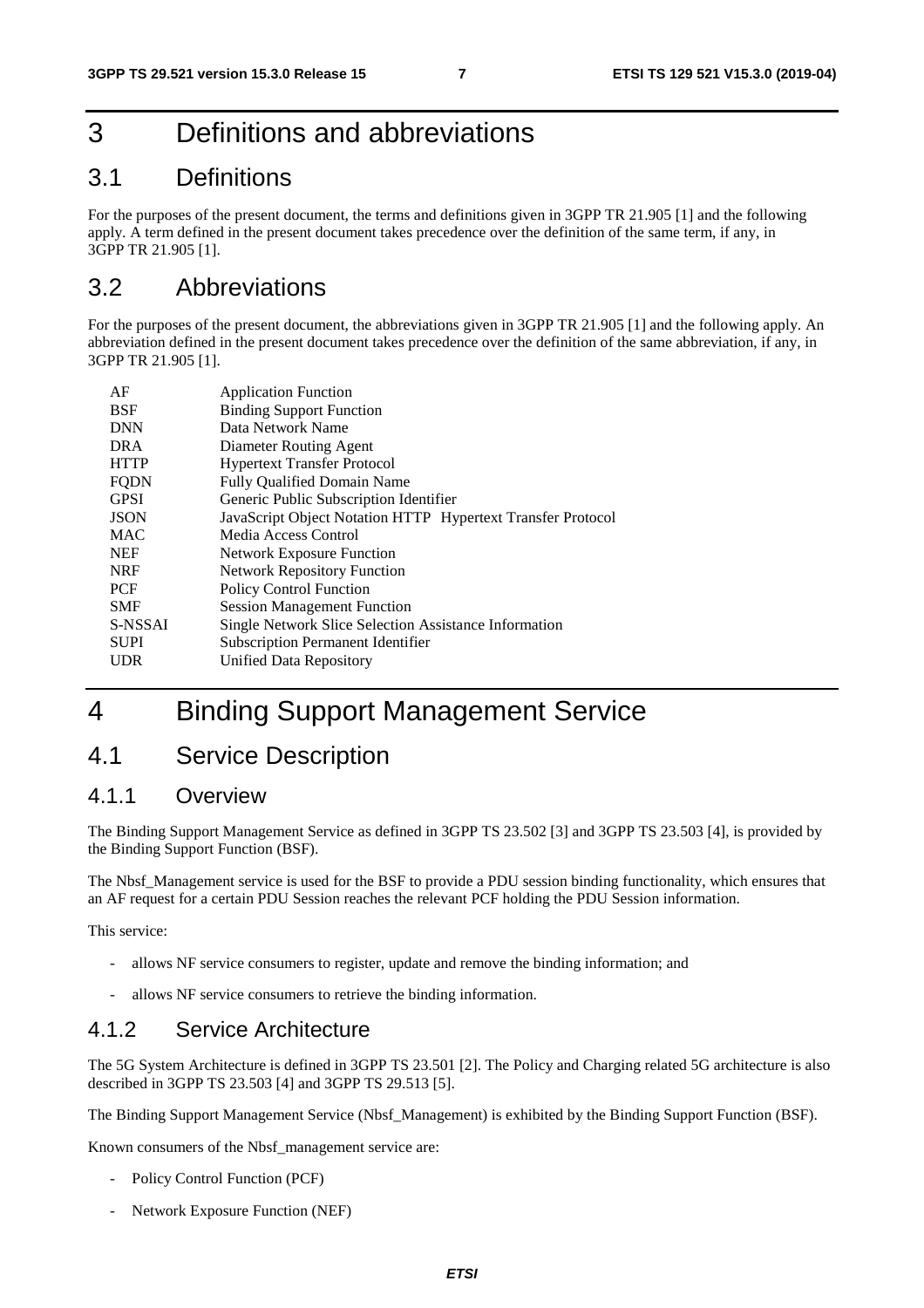# 3 Definitions and abbreviations

## 3.1 Definitions

For the purposes of the present document, the terms and definitions given in 3GPP TR 21.905 [1] and the following apply. A term defined in the present document takes precedence over the definition of the same term, if any, in 3GPP TR 21.905 [1].

## 3.2 Abbreviations

For the purposes of the present document, the abbreviations given in 3GPP TR 21.905 [1] and the following apply. An abbreviation defined in the present document takes precedence over the definition of the same abbreviation, if any, in 3GPP TR 21.905 [1].

| | |
|---|---|
| AF | Application Function |
| BSF | Binding Support Function |
| DNN | Data Network Name |
| DRA | Diameter Routing Agent |
| HTTP | Hypertext Transfer Protocol |
| FQDN | Fully Qualified Domain Name |
| GPSI | Generic Public Subscription Identifier |
| JSON | JavaScript Object Notation HTTP Hypertext Transfer Protocol |
| MAC | Media Access Control |
| NEF | Network Exposure Function |
| NRF | Network Repository Function |
| PCF | Policy Control Function |
| SMF | Session Management Function |
| S-NSSAI | Single Network Slice Selection Assistance Information |
| SUPI | Subscription Permanent Identifier |
| UDR | Unified Data Repository |

# 4 Binding Support Management Service

## 4.1 Service Description

### 4.1.1 Overview

The Binding Support Management Service as defined in 3GPP TS 23.502 [3] and 3GPP TS 23.503 [4], is provided by the Binding Support Function (BSF).

The Nbsf_Management service is used for the BSF to provide a PDU session binding functionality, which ensures that an AF request for a certain PDU Session reaches the relevant PCF holding the PDU Session information.

This service:

- allows NF service consumers to register, update and remove the binding information; and
- allows NF service consumers to retrieve the binding information.

### 4.1.2 Service Architecture

The 5G System Architecture is defined in 3GPP TS 23.501 [2]. The Policy and Charging related 5G architecture is also described in 3GPP TS 23.503 [4] and 3GPP TS 29.513 [5].

The Binding Support Management Service (Nbsf_Management) is exhibited by the Binding Support Function (BSF).

Known consumers of the Nbsf_management service are:

- Policy Control Function (PCF)
- Network Exposure Function (NEF)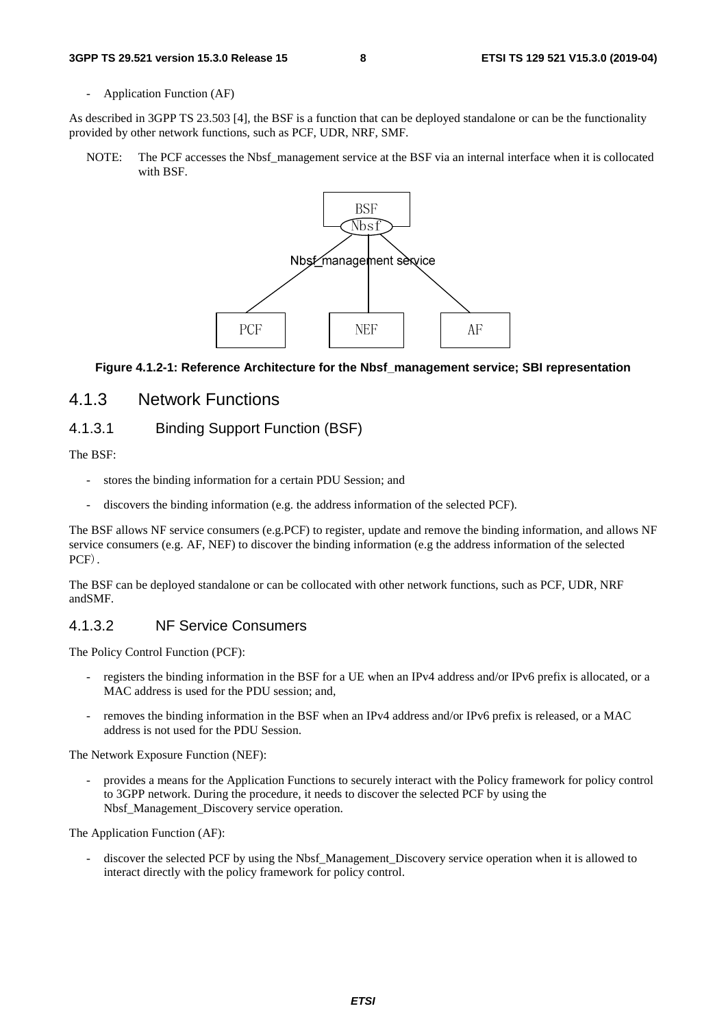- Application Function (AF)

As described in 3GPP TS 23.503 [4], the BSF is a function that can be deployed standalone or can be the functionality provided by other network functions, such as PCF, UDR, NRF, SMF.

NOTE: The PCF accesses the Nbsf_management service at the BSF via an internal interface when it is collocated with BSF.

**Figure 4.1.2-1: Reference Architecture for the Nbsf_management service; SBI representation**

## 4.1.3 Network Functions

### 4.1.3.1 Binding Support Function (BSF)

The BSF:

- stores the binding information for a certain PDU Session; and
- discovers the binding information (e.g. the address information of the selected PCF).

The BSF allows NF service consumers (e.g.PCF) to register, update and remove the binding information, and allows NF service consumers (e.g. AF, NEF) to discover the binding information (e.g the address information of the selected PCF）.

The BSF can be deployed standalone or can be collocated with other network functions, such as PCF, UDR, NRF andSMF.

### 4.1.3.2 NF Service Consumers

The Policy Control Function (PCF):

- registers the binding information in the BSF for a UE when an IPv4 address and/or IPv6 prefix is allocated, or a MAC address is used for the PDU session; and,
- removes the binding information in the BSF when an IPv4 address and/or IPv6 prefix is released, or a MAC address is not used for the PDU Session.

The Network Exposure Function (NEF):

- provides a means for the Application Functions to securely interact with the Policy framework for policy control to 3GPP network. During the procedure, it needs to discover the selected PCF by using the Nbsf_Management_Discovery service operation.

The Application Function (AF):

- discover the selected PCF by using the Nbsf_Management_Discovery service operation when it is allowed to interact directly with the policy framework for policy control.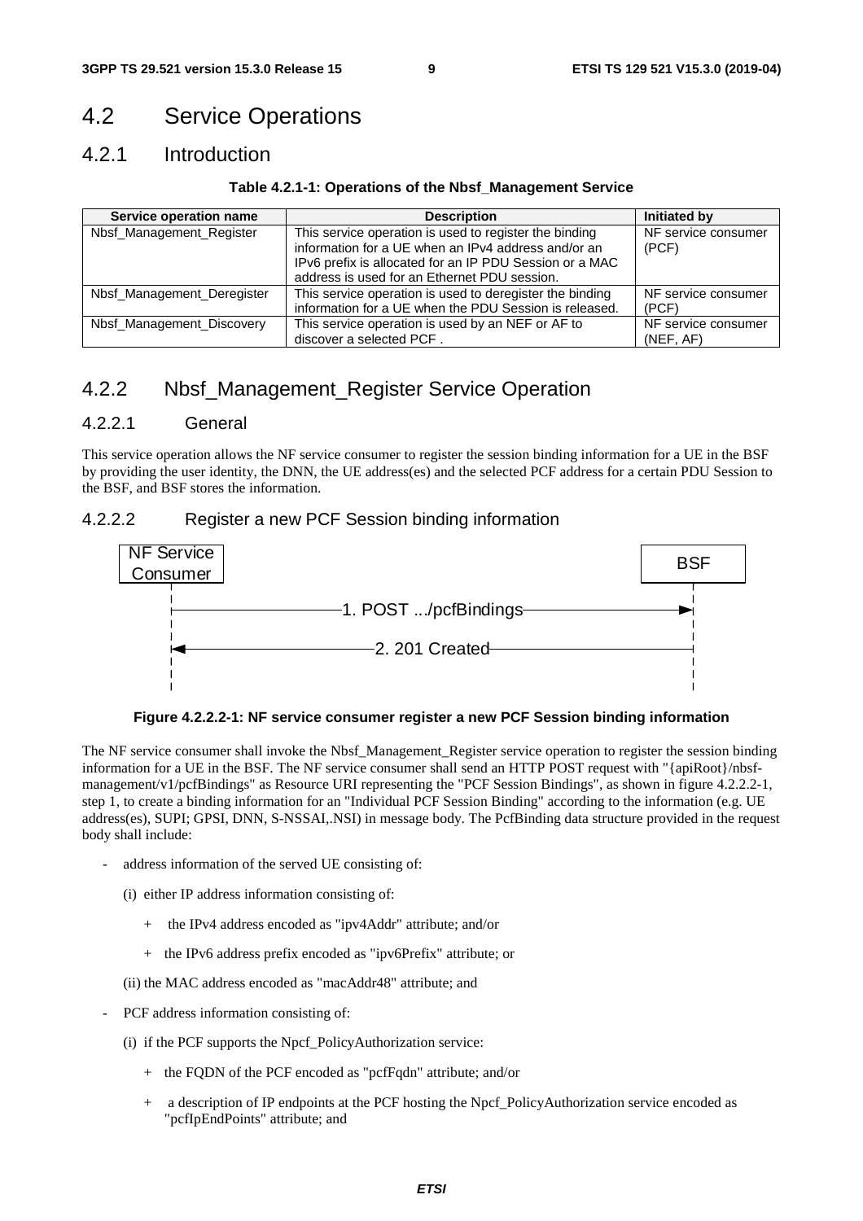## 4.2 Service Operations

### 4.2.1 Introduction

**Table 4.2.1-1: Operations of the Nbsf_Management Service**

| Service operation name | Description | Initiated by |
|---|---|---|
| Nbsf_Management_Register | This service operation is used to register the binding information for a UE when an IPv4 address and/or an IPv6 prefix is allocated for an IP PDU Session or a MAC address is used for an Ethernet PDU session. | NF service consumer (PCF) |
| Nbsf_Management_Deregister | This service operation is used to deregister the binding information for a UE when the PDU Session is released. | NF service consumer (PCF) |
| Nbsf_Management_Discovery | This service operation is used by an NEF or AF to discover a selected PCF . | NF service consumer (NEF, AF) |

## 4.2.2 Nbsf_Management_Register Service Operation

### 4.2.2.1 General

This service operation allows the NF service consumer to register the session binding information for a UE in the BSF by providing the user identity, the DNN, the UE address(es) and the selected PCF address for a certain PDU Session to the BSF, and BSF stores the information.

### 4.2.2.2 Register a new PCF Session binding information

NF Service Consumer → BSF: 1. POST .../pcfBindings

BSF → NF Service Consumer: 2. 201 Created

**Figure 4.2.2.2-1: NF service consumer register a new PCF Session binding information**

The NF service consumer shall invoke the Nbsf_Management_Register service operation to register the session binding information for a UE in the BSF. The NF service consumer shall send an HTTP POST request with "{apiRoot}/nbsf-management/v1/pcfBindings" as Resource URI representing the "PCF Session Bindings", as shown in figure 4.2.2.2-1, step 1, to create a binding information for an "Individual PCF Session Binding" according to the information (e.g. UE address(es), SUPI; GPSI, DNN, S-NSSAI,.NSI) in message body. The PcfBinding data structure provided in the request body shall include:

- address information of the served UE consisting of:
  - (i) either IP address information consisting of:
    - + the IPv4 address encoded as "ipv4Addr" attribute; and/or
    - + the IPv6 address prefix encoded as "ipv6Prefix" attribute; or
  - (ii) the MAC address encoded as "macAddr48" attribute; and
- PCF address information consisting of:
  - (i) if the PCF supports the Npcf_PolicyAuthorization service:
    - + the FQDN of the PCF encoded as "pcfFqdn" attribute; and/or
    - + a description of IP endpoints at the PCF hosting the Npcf_PolicyAuthorization service encoded as "pcfIpEndPoints" attribute; and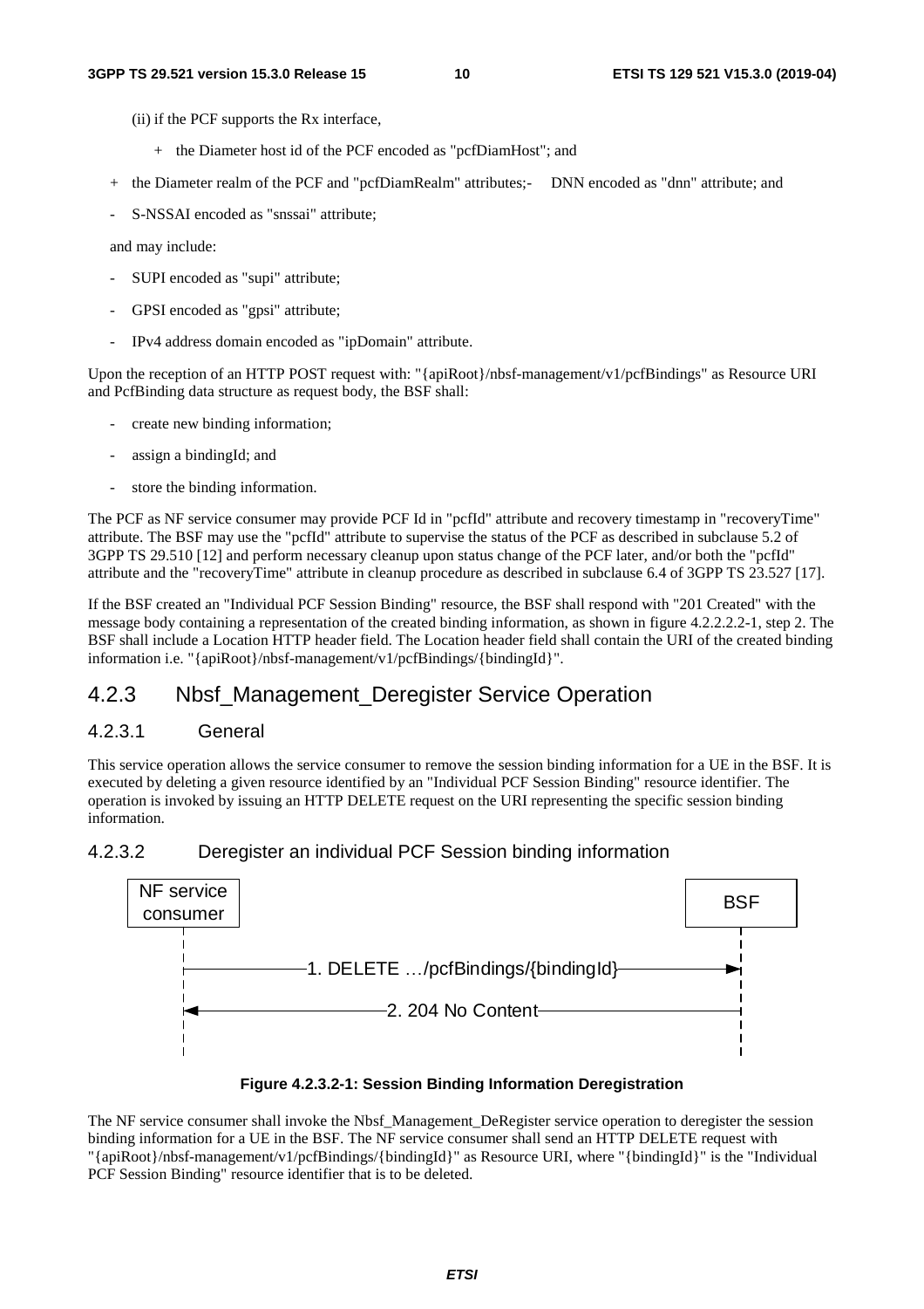(ii) if the PCF supports the Rx interface,

+ the Diameter host id of the PCF encoded as "pcfDiamHost"; and

+ the Diameter realm of the PCF and "pcfDiamRealm" attributes;- DNN encoded as "dnn" attribute; and

- S-NSSAI encoded as "snssai" attribute;

and may include:

- SUPI encoded as "supi" attribute;
- GPSI encoded as "gpsi" attribute;
- IPv4 address domain encoded as "ipDomain" attribute.

Upon the reception of an HTTP POST request with: "{apiRoot}/nbsf-management/v1/pcfBindings" as Resource URI and PcfBinding data structure as request body, the BSF shall:

- create new binding information;
- assign a bindingId; and
- store the binding information.

The PCF as NF service consumer may provide PCF Id in "pcfId" attribute and recovery timestamp in "recoveryTime" attribute. The BSF may use the "pcfId" attribute to supervise the status of the PCF as described in subclause 5.2 of 3GPP TS 29.510 [12] and perform necessary cleanup upon status change of the PCF later, and/or both the "pcfId" attribute and the "recoveryTime" attribute in cleanup procedure as described in subclause 6.4 of 3GPP TS 23.527 [17].

If the BSF created an "Individual PCF Session Binding" resource, the BSF shall respond with "201 Created" with the message body containing a representation of the created binding information, as shown in figure 4.2.2.2.2-1, step 2. The BSF shall include a Location HTTP header field. The Location header field shall contain the URI of the created binding information i.e. "{apiRoot}/nbsf-management/v1/pcfBindings/{bindingId}".

## 4.2.3 Nbsf_Management_Deregister Service Operation

### 4.2.3.1 General

This service operation allows the service consumer to remove the session binding information for a UE in the BSF. It is executed by deleting a given resource identified by an "Individual PCF Session Binding" resource identifier. The operation is invoked by issuing an HTTP DELETE request on the URI representing the specific session binding information.

### 4.2.3.2 Deregister an individual PCF Session binding information

NF service consumer | BSF

1. DELETE …/pcfBindings/{bindingId}

2. 204 No Content

**Figure 4.2.3.2-1: Session Binding Information Deregistration**

The NF service consumer shall invoke the Nbsf_Management_DeRegister service operation to deregister the session binding information for a UE in the BSF. The NF service consumer shall send an HTTP DELETE request with "{apiRoot}/nbsf-management/v1/pcfBindings/{bindingId}" as Resource URI, where "{bindingId}" is the "Individual PCF Session Binding" resource identifier that is to be deleted.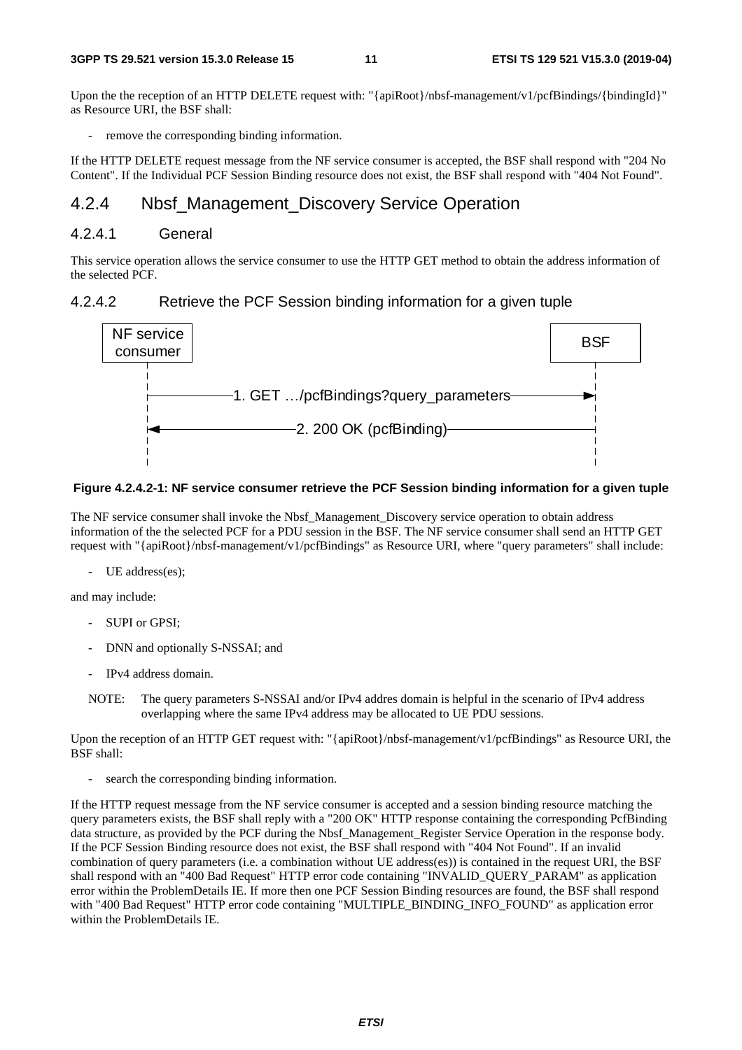Upon the the reception of an HTTP DELETE request with: "{apiRoot}/nbsf-management/v1/pcfBindings/{bindingId}" as Resource URI, the BSF shall:

- remove the corresponding binding information.

If the HTTP DELETE request message from the NF service consumer is accepted, the BSF shall respond with "204 No Content". If the Individual PCF Session Binding resource does not exist, the BSF shall respond with "404 Not Found".

## 4.2.4 Nbsf_Management_Discovery Service Operation

### 4.2.4.1 General

This service operation allows the service consumer to use the HTTP GET method to obtain the address information of the selected PCF.

### 4.2.4.2 Retrieve the PCF Session binding information for a given tuple

NF service consumer → BSF: 1. GET …/pcfBindings?query_parameters

BSF → NF service consumer: 2. 200 OK (pcfBinding)

**Figure 4.2.4.2-1: NF service consumer retrieve the PCF Session binding information for a given tuple**

The NF service consumer shall invoke the Nbsf_Management_Discovery service operation to obtain address information of the the selected PCF for a PDU session in the BSF. The NF service consumer shall send an HTTP GET request with "{apiRoot}/nbsf-management/v1/pcfBindings" as Resource URI, where "query parameters" shall include:

- UE address(es);

and may include:

- SUPI or GPSI;
- DNN and optionally S-NSSAI; and
- IPv4 address domain.

NOTE: The query parameters S-NSSAI and/or IPv4 addres domain is helpful in the scenario of IPv4 address overlapping where the same IPv4 address may be allocated to UE PDU sessions.

Upon the reception of an HTTP GET request with: "{apiRoot}/nbsf-management/v1/pcfBindings" as Resource URI, the BSF shall:

- search the corresponding binding information.

If the HTTP request message from the NF service consumer is accepted and a session binding resource matching the query parameters exists, the BSF shall reply with a "200 OK" HTTP response containing the corresponding PcfBinding data structure, as provided by the PCF during the Nbsf_Management_Register Service Operation in the response body. If the PCF Session Binding resource does not exist, the BSF shall respond with "404 Not Found". If an invalid combination of query parameters (i.e. a combination without UE address(es)) is contained in the request URI, the BSF shall respond with an "400 Bad Request" HTTP error code containing "INVALID_QUERY_PARAM" as application error within the ProblemDetails IE. If more then one PCF Session Binding resources are found, the BSF shall respond with "400 Bad Request" HTTP error code containing "MULTIPLE_BINDING_INFO_FOUND" as application error within the ProblemDetails IE.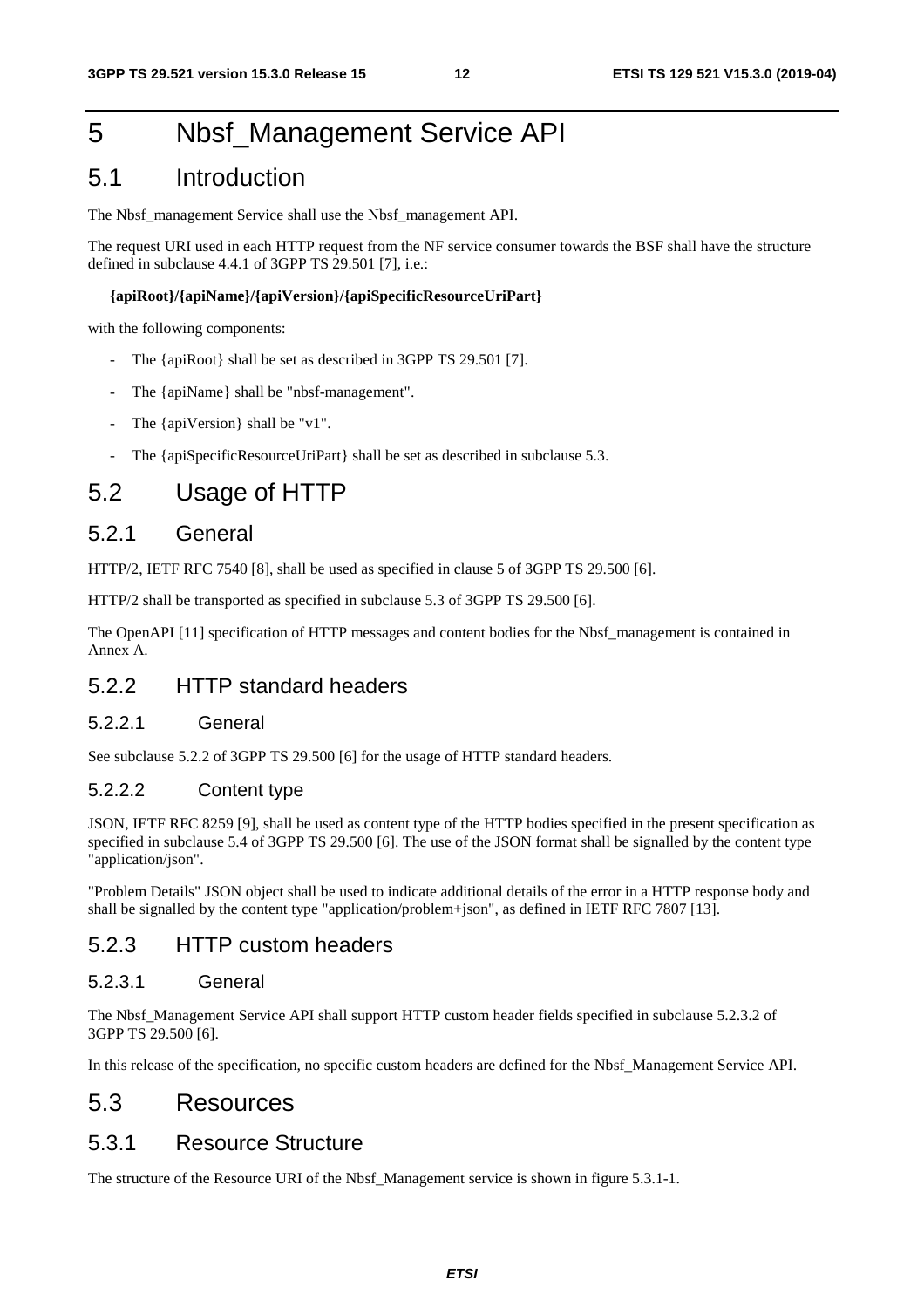# 5 Nbsf_Management Service API

## 5.1 Introduction

The Nbsf_management Service shall use the Nbsf_management API.

The request URI used in each HTTP request from the NF service consumer towards the BSF shall have the structure defined in subclause 4.4.1 of 3GPP TS 29.501 [7], i.e.:

**{apiRoot}/{apiName}/{apiVersion}/{apiSpecificResourceUriPart}**

with the following components:

- The {apiRoot} shall be set as described in 3GPP TS 29.501 [7].
- The {apiName} shall be "nbsf-management".
- The {apiVersion} shall be "v1".
- The {apiSpecificResourceUriPart} shall be set as described in subclause 5.3.

## 5.2 Usage of HTTP

### 5.2.1 General

HTTP/2, IETF RFC 7540 [8], shall be used as specified in clause 5 of 3GPP TS 29.500 [6].

HTTP/2 shall be transported as specified in subclause 5.3 of 3GPP TS 29.500 [6].

The OpenAPI [11] specification of HTTP messages and content bodies for the Nbsf_management is contained in Annex A.

### 5.2.2 HTTP standard headers

#### 5.2.2.1 General

See subclause 5.2.2 of 3GPP TS 29.500 [6] for the usage of HTTP standard headers.

#### 5.2.2.2 Content type

JSON, IETF RFC 8259 [9], shall be used as content type of the HTTP bodies specified in the present specification as specified in subclause 5.4 of 3GPP TS 29.500 [6]. The use of the JSON format shall be signalled by the content type "application/json".

"Problem Details" JSON object shall be used to indicate additional details of the error in a HTTP response body and shall be signalled by the content type "application/problem+json", as defined in IETF RFC 7807 [13].

### 5.2.3 HTTP custom headers

#### 5.2.3.1 General

The Nbsf_Management Service API shall support HTTP custom header fields specified in subclause 5.2.3.2 of 3GPP TS 29.500 [6].

In this release of the specification, no specific custom headers are defined for the Nbsf_Management Service API.

## 5.3 Resources

### 5.3.1 Resource Structure

The structure of the Resource URI of the Nbsf_Management service is shown in figure 5.3.1-1.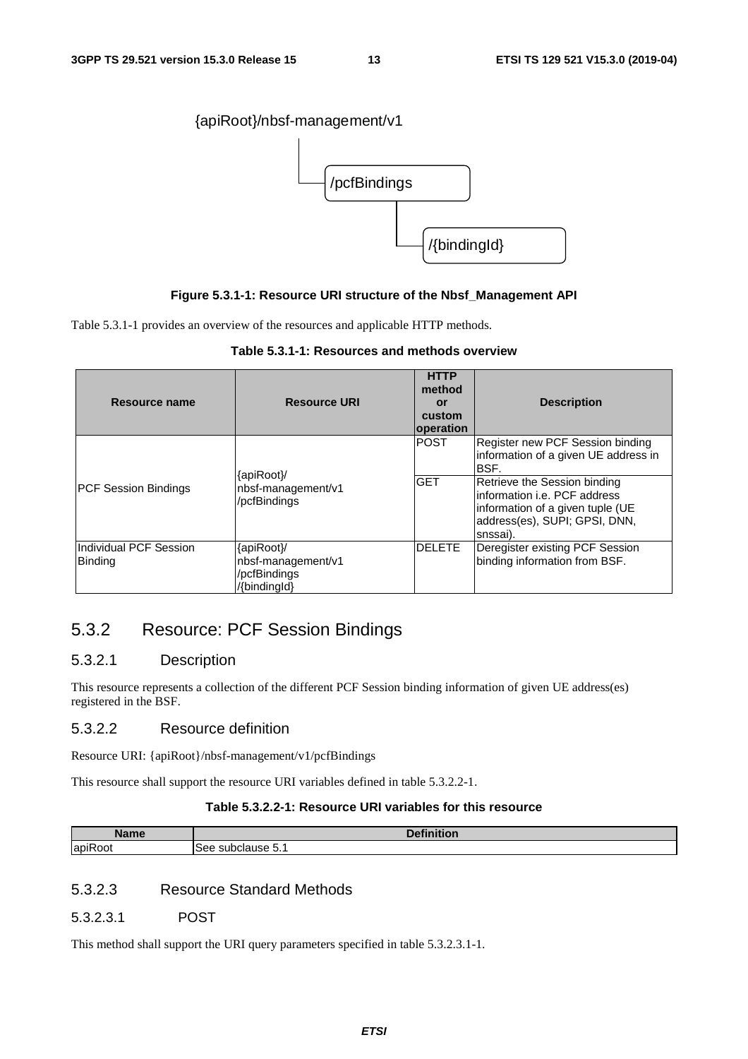{apiRoot}/nbsf-management/v1

/pcfBindings

/{bindingId}

**Figure 5.3.1-1: Resource URI structure of the Nbsf_Management API**

Table 5.3.1-1 provides an overview of the resources and applicable HTTP methods.

**Table 5.3.1-1: Resources and methods overview**

| Resource name | Resource URI | HTTP method or custom operation | Description |
|---|---|---|---|
| PCF Session Bindings | {apiRoot}/ nbsf-management/v1 /pcfBindings | POST | Register new PCF Session binding information of a given UE address in BSF. |
| | | GET | Retrieve the Session binding information i.e. PCF address information of a given tuple (UE address(es), SUPI; GPSI, DNN, snssai). |
| Individual PCF Session Binding | {apiRoot}/ nbsf-management/v1 /pcfBindings /{bindingId} | DELETE | Deregister existing PCF Session binding information from BSF. |

## 5.3.2 Resource: PCF Session Bindings

### 5.3.2.1 Description

This resource represents a collection of the different PCF Session binding information of given UE address(es) registered in the BSF.

### 5.3.2.2 Resource definition

Resource URI: {apiRoot}/nbsf-management/v1/pcfBindings

This resource shall support the resource URI variables defined in table 5.3.2.2-1.

**Table 5.3.2.2-1: Resource URI variables for this resource**

| Name | Definition |
|---|---|
| apiRoot | See subclause 5.1 |

### 5.3.2.3 Resource Standard Methods

#### 5.3.2.3.1 POST

This method shall support the URI query parameters specified in table 5.3.2.3.1-1.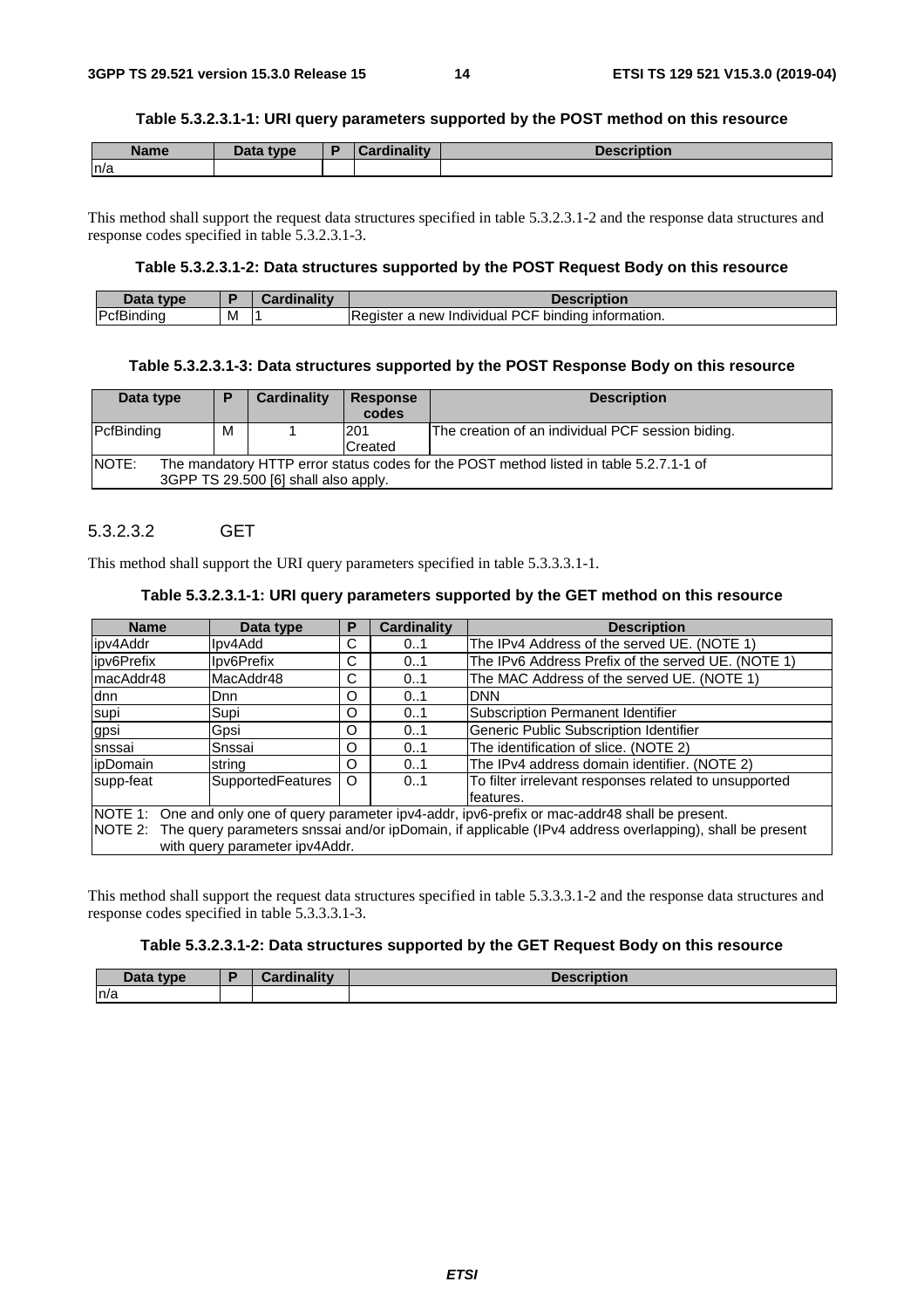**Table 5.3.2.3.1-1: URI query parameters supported by the POST method on this resource**

| Name | Data type | P | Cardinality | Description |
|---|---|---|---|---|
| n/a | | | | |

This method shall support the request data structures specified in table 5.3.2.3.1-2 and the response data structures and response codes specified in table 5.3.2.3.1-3.

**Table 5.3.2.3.1-2: Data structures supported by the POST Request Body on this resource**

| Data type | P | Cardinality | Description |
|---|---|---|---|
| PcfBinding | M | 1 | Register a new Individual PCF binding information. |

**Table 5.3.2.3.1-3: Data structures supported by the POST Response Body on this resource**

| Data type | P | Cardinality | Response codes | Description |
|---|---|---|---|---|
| PcfBinding | M | 1 | 201 Created | The creation of an individual PCF session biding. |
| NOTE: The mandatory HTTP error status codes for the POST method listed in table 5.2.7.1-1 of 3GPP TS 29.500 [6] shall also apply. | | | | |

#### 5.3.2.3.2 GET

This method shall support the URI query parameters specified in table 5.3.3.3.1-1.

**Table 5.3.2.3.1-1: URI query parameters supported by the GET method on this resource**

| Name | Data type | P | Cardinality | Description |
|---|---|---|---|---|
| ipv4Addr | Ipv4Add | C | 0..1 | The IPv4 Address of the served UE. (NOTE 1) |
| ipv6Prefix | Ipv6Prefix | C | 0..1 | The IPv6 Address Prefix of the served UE. (NOTE 1) |
| macAddr48 | MacAddr48 | C | 0..1 | The MAC Address of the served UE. (NOTE 1) |
| dnn | Dnn | O | 0..1 | DNN |
| supi | Supi | O | 0..1 | Subscription Permanent Identifier |
| gpsi | Gpsi | O | 0..1 | Generic Public Subscription Identifier |
| snssai | Snssai | O | 0..1 | The identification of slice. (NOTE 2) |
| ipDomain | string | O | 0..1 | The IPv4 address domain identifier. (NOTE 2) |
| supp-feat | SupportedFeatures | O | 0..1 | To filter irrelevant responses related to unsupported features. |
| NOTE 1: One and only one of query parameter ipv4-addr, ipv6-prefix or mac-addr48 shall be present.<br>NOTE 2: The query parameters snssai and/or ipDomain, if applicable (IPv4 address overlapping), shall be present with query parameter ipv4Addr. | | | | |

This method shall support the request data structures specified in table 5.3.3.3.1-2 and the response data structures and response codes specified in table 5.3.3.3.1-3.

**Table 5.3.2.3.1-2: Data structures supported by the GET Request Body on this resource**

| Data type | P | Cardinality | Description |
|---|---|---|---|
| n/a | | | |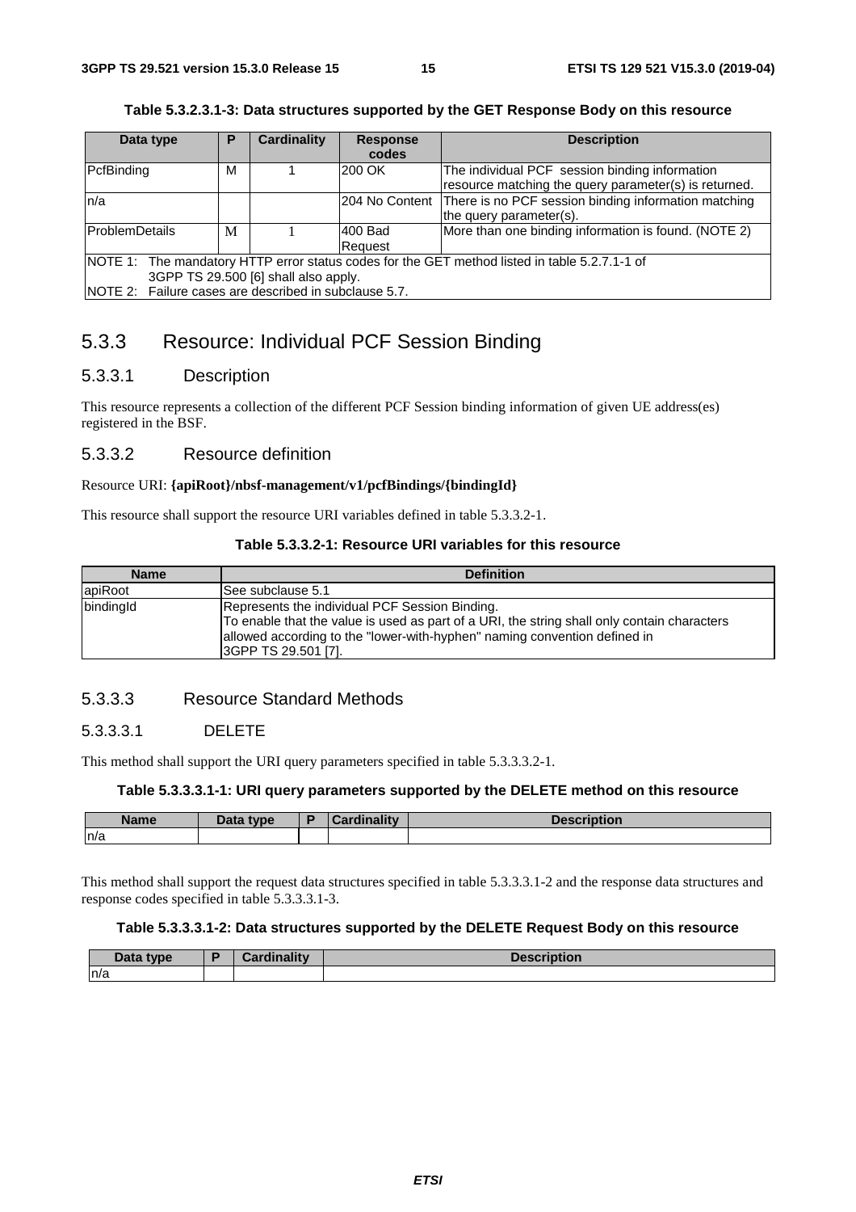**Table 5.3.2.3.1-3: Data structures supported by the GET Response Body on this resource**

| Data type | P | Cardinality | Response codes | Description |
| --- | --- | --- | --- | --- |
| PcfBinding | M | 1 | 200 OK | The individual PCF session binding information resource matching the query parameter(s) is returned. |
| n/a | | | 204 No Content | There is no PCF session binding information matching the query parameter(s). |
| ProblemDetails | M | 1 | 400 Bad Request | More than one binding information is found. (NOTE 2) |
| NOTE 1: The mandatory HTTP error status codes for the GET method listed in table 5.2.7.1-1 of 3GPP TS 29.500 [6] shall also apply.<br>NOTE 2: Failure cases are described in subclause 5.7. | | | | |

## 5.3.3 Resource: Individual PCF Session Binding

### 5.3.3.1 Description

This resource represents a collection of the different PCF Session binding information of given UE address(es) registered in the BSF.

### 5.3.3.2 Resource definition

Resource URI: **{apiRoot}/nbsf-management/v1/pcfBindings/{bindingId}**

This resource shall support the resource URI variables defined in table 5.3.3.2-1.

**Table 5.3.3.2-1: Resource URI variables for this resource**

| Name | Definition |
| --- | --- |
| apiRoot | See subclause 5.1 |
| bindingId | Represents the individual PCF Session Binding.<br>To enable that the value is used as part of a URI, the string shall only contain characters allowed according to the "lower-with-hyphen" naming convention defined in 3GPP TS 29.501 [7]. |

### 5.3.3.3 Resource Standard Methods

#### 5.3.3.3.1 DELETE

This method shall support the URI query parameters specified in table 5.3.3.3.2-1.

**Table 5.3.3.3.1-1: URI query parameters supported by the DELETE method on this resource**

| Name | Data type | P | Cardinality | Description |
| --- | --- | --- | --- | --- |
| n/a | | | | |

This method shall support the request data structures specified in table 5.3.3.3.1-2 and the response data structures and response codes specified in table 5.3.3.3.1-3.

**Table 5.3.3.3.1-2: Data structures supported by the DELETE Request Body on this resource**

| Data type | P | Cardinality | Description |
| --- | --- | --- | --- |
| n/a | | | |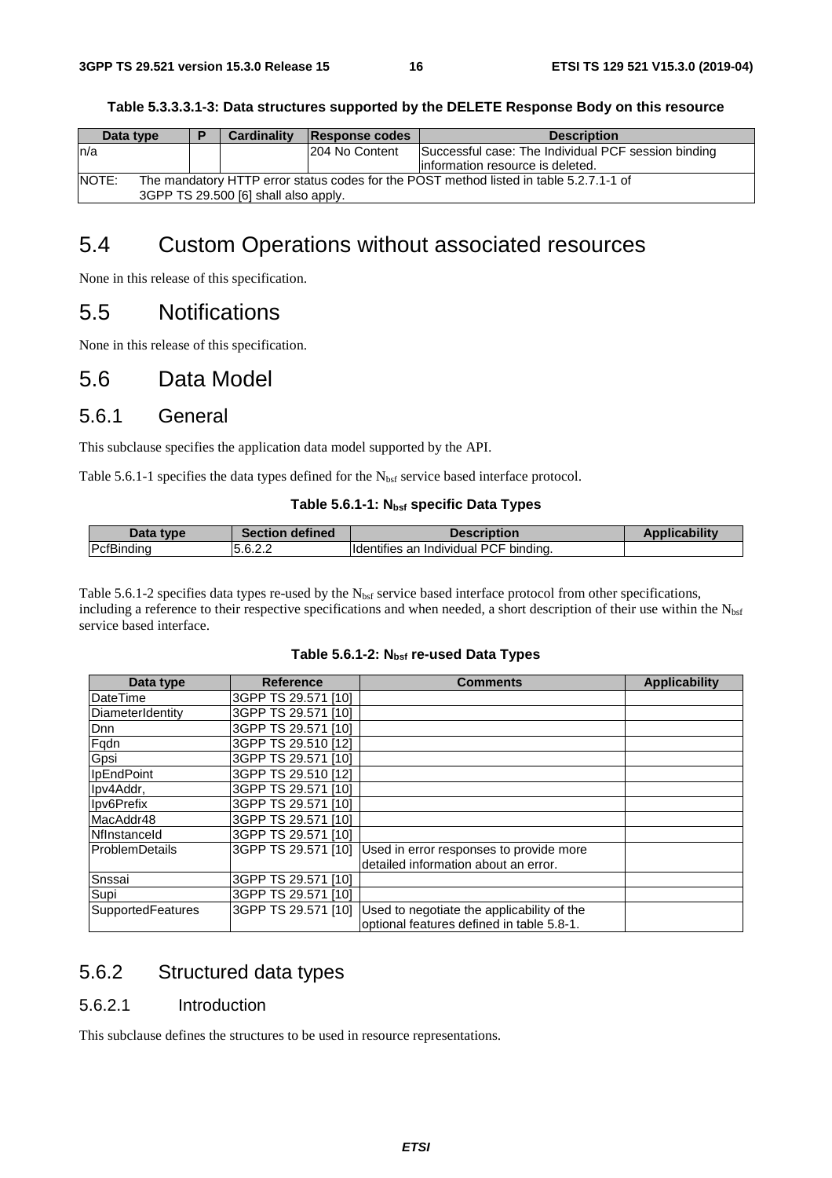**Table 5.3.3.3.1-3: Data structures supported by the DELETE Response Body on this resource**

| Data type | P | Cardinality | Response codes | Description |
| --- | --- | --- | --- | --- |
| n/a | | | 204 No Content | Successful case: The Individual PCF session binding information resource is deleted. |
| NOTE: The mandatory HTTP error status codes for the POST method listed in table 5.2.7.1-1 of 3GPP TS 29.500 [6] shall also apply. | | | | |

# 5.4 Custom Operations without associated resources

None in this release of this specification.

# 5.5 Notifications

None in this release of this specification.

# 5.6 Data Model

## 5.6.1 General

This subclause specifies the application data model supported by the API.

Table 5.6.1-1 specifies the data types defined for the $N_{bsf}$ service based interface protocol.

**Table 5.6.1-1: $N_{bsf}$ specific Data Types**

| Data type | Section defined | Description | Applicability |
| --- | --- | --- | --- |
| PcfBinding | 5.6.2.2 | Identifies an Individual PCF binding. | |

Table 5.6.1-2 specifies data types re-used by the $N_{bsf}$ service based interface protocol from other specifications, including a reference to their respective specifications and when needed, a short description of their use within the $N_{bsf}$ service based interface.

**Table 5.6.1-2: $N_{bsf}$ re-used Data Types**

| Data type | Reference | Comments | Applicability |
| --- | --- | --- | --- |
| DateTime | 3GPP TS 29.571 [10] | | |
| DiameterIdentity | 3GPP TS 29.571 [10] | | |
| Dnn | 3GPP TS 29.571 [10] | | |
| Fqdn | 3GPP TS 29.510 [12] | | |
| Gpsi | 3GPP TS 29.571 [10] | | |
| IpEndPoint | 3GPP TS 29.510 [12] | | |
| Ipv4Addr, | 3GPP TS 29.571 [10] | | |
| Ipv6Prefix | 3GPP TS 29.571 [10] | | |
| MacAddr48 | 3GPP TS 29.571 [10] | | |
| NfInstanceId | 3GPP TS 29.571 [10] | | |
| ProblemDetails | 3GPP TS 29.571 [10] | Used in error responses to provide more detailed information about an error. | |
| Snssai | 3GPP TS 29.571 [10] | | |
| Supi | 3GPP TS 29.571 [10] | | |
| SupportedFeatures | 3GPP TS 29.571 [10] | Used to negotiate the applicability of the optional features defined in table 5.8-1. | |

## 5.6.2 Structured data types

### 5.6.2.1 Introduction

This subclause defines the structures to be used in resource representations.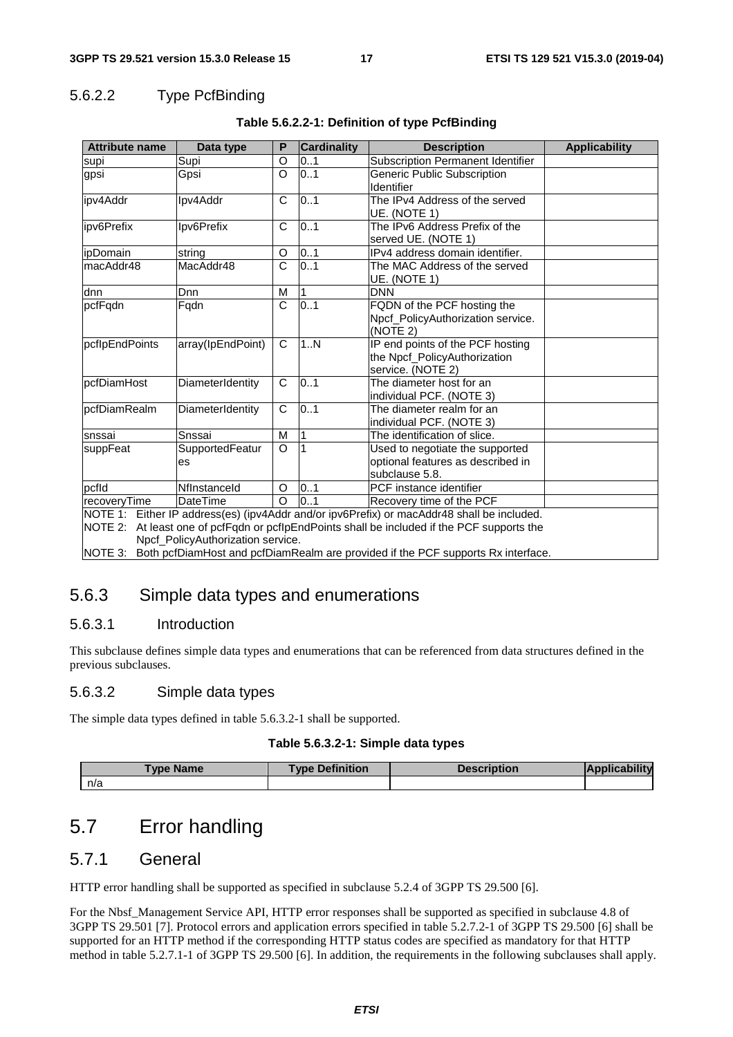#### 5.6.2.2 Type PcfBinding

**Table 5.6.2.2-1: Definition of type PcfBinding**

| Attribute name | Data type | P | Cardinality | Description | Applicability |
|---|---|---|---|---|---|
| supi | Supi | O | 0..1 | Subscription Permanent Identifier | |
| gpsi | Gpsi | O | 0..1 | Generic Public Subscription Identifier | |
| ipv4Addr | Ipv4Addr | C | 0..1 | The IPv4 Address of the served UE. (NOTE 1) | |
| ipv6Prefix | Ipv6Prefix | C | 0..1 | The IPv6 Address Prefix of the served UE. (NOTE 1) | |
| ipDomain | string | O | 0..1 | IPv4 address domain identifier. | |
| macAddr48 | MacAddr48 | C | 0..1 | The MAC Address of the served UE. (NOTE 1) | |
| dnn | Dnn | M | 1 | DNN | |
| pcfFqdn | Fqdn | C | 0..1 | FQDN of the PCF hosting the Npcf_PolicyAuthorization service. (NOTE 2) | |
| pcfIpEndPoints | array(IpEndPoint) | C | 1..N | IP end points of the PCF hosting the Npcf_PolicyAuthorization service. (NOTE 2) | |
| pcfDiamHost | DiameterIdentity | C | 0..1 | The diameter host for an individual PCF. (NOTE 3) | |
| pcfDiamRealm | DiameterIdentity | C | 0..1 | The diameter realm for an individual PCF. (NOTE 3) | |
| snssai | Snssai | M | 1 | The identification of slice. | |
| suppFeat | SupportedFeatures | O | 1 | Used to negotiate the supported optional features as described in subclause 5.8. | |
| pcfId | NfInstanceId | O | 0..1 | PCF instance identifier | |
| recoveryTime | DateTime | O | 0..1 | Recovery time of the PCF | |
| NOTE 1: Either IP address(es) (ipv4Addr and/or ipv6Prefix) or macAddr48 shall be included.<br>NOTE 2: At least one of pcfFqdn or pcfIpEndPoints shall be included if the PCF supports the Npcf_PolicyAuthorization service.<br>NOTE 3: Both pcfDiamHost and pcfDiamRealm are provided if the PCF supports Rx interface. | | | | | |

### 5.6.3 Simple data types and enumerations

#### 5.6.3.1 Introduction

This subclause defines simple data types and enumerations that can be referenced from data structures defined in the previous subclauses.

#### 5.6.3.2 Simple data types

The simple data types defined in table 5.6.3.2-1 shall be supported.

**Table 5.6.3.2-1: Simple data types**

| Type Name | Type Definition | Description | Applicability |
|---|---|---|---|
| n/a | | | |

## 5.7 Error handling

### 5.7.1 General

HTTP error handling shall be supported as specified in subclause 5.2.4 of 3GPP TS 29.500 [6].

For the Nbsf_Management Service API, HTTP error responses shall be supported as specified in subclause 4.8 of 3GPP TS 29.501 [7]. Protocol errors and application errors specified in table 5.2.7.2-1 of 3GPP TS 29.500 [6] shall be supported for an HTTP method if the corresponding HTTP status codes are specified as mandatory for that HTTP method in table 5.2.7.1-1 of 3GPP TS 29.500 [6]. In addition, the requirements in the following subclauses shall apply.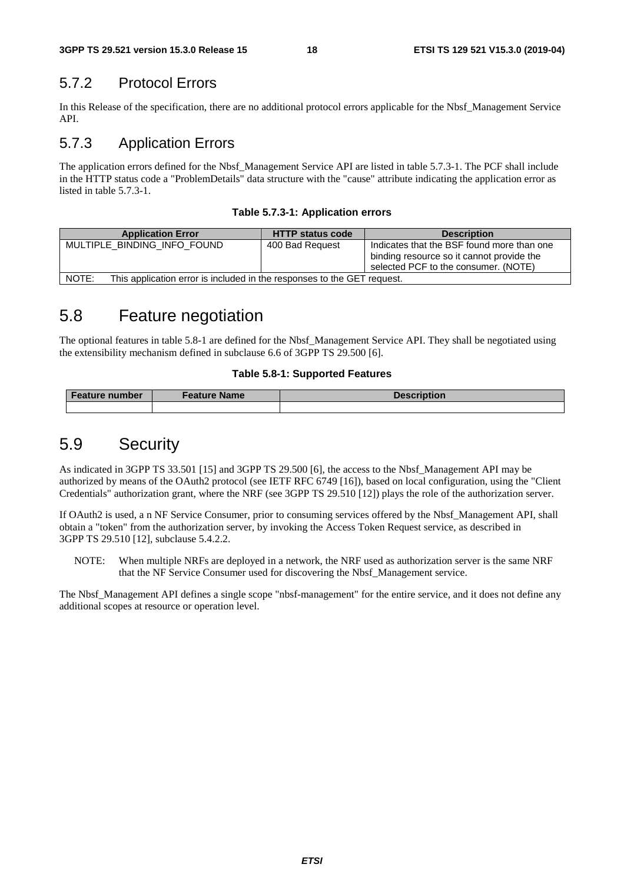### 5.7.2 Protocol Errors

In this Release of the specification, there are no additional protocol errors applicable for the Nbsf_Management Service API.

### 5.7.3 Application Errors

The application errors defined for the Nbsf_Management Service API are listed in table 5.7.3-1. The PCF shall include in the HTTP status code a "ProblemDetails" data structure with the "cause" attribute indicating the application error as listed in table 5.7.3-1.

**Table 5.7.3-1: Application errors**

| Application Error | HTTP status code | Description |
|---|---|---|
| MULTIPLE_BINDING_INFO_FOUND | 400 Bad Request | Indicates that the BSF found more than one binding resource so it cannot provide the selected PCF to the consumer. (NOTE) |
| NOTE: This application error is included in the responses to the GET request. | | |

## 5.8 Feature negotiation

The optional features in table 5.8-1 are defined for the Nbsf_Management Service API. They shall be negotiated using the extensibility mechanism defined in subclause 6.6 of 3GPP TS 29.500 [6].

**Table 5.8-1: Supported Features**

| Feature number | Feature Name | Description |
|---|---|---|
| | | |

## 5.9 Security

As indicated in 3GPP TS 33.501 [15] and 3GPP TS 29.500 [6], the access to the Nbsf_Management API may be authorized by means of the OAuth2 protocol (see IETF RFC 6749 [16]), based on local configuration, using the "Client Credentials" authorization grant, where the NRF (see 3GPP TS 29.510 [12]) plays the role of the authorization server.

If OAuth2 is used, a n NF Service Consumer, prior to consuming services offered by the Nbsf_Management API, shall obtain a "token" from the authorization server, by invoking the Access Token Request service, as described in 3GPP TS 29.510 [12], subclause 5.4.2.2.

NOTE: When multiple NRFs are deployed in a network, the NRF used as authorization server is the same NRF that the NF Service Consumer used for discovering the Nbsf_Management service.

The Nbsf_Management API defines a single scope "nbsf-management" for the entire service, and it does not define any additional scopes at resource or operation level.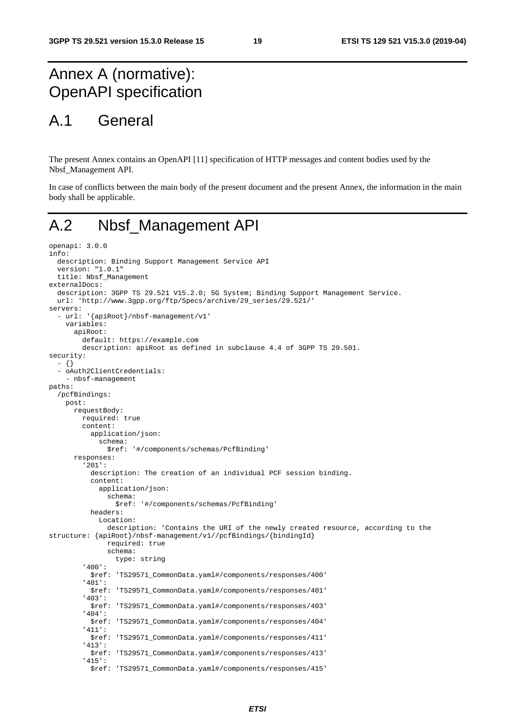# Annex A (normative): OpenAPI specification

## A.1 General

The present Annex contains an OpenAPI [11] specification of HTTP messages and content bodies used by the Nbsf_Management API.

In case of conflicts between the main body of the present document and the present Annex, the information in the main body shall be applicable.

## A.2 Nbsf_Management API

```
openapi: 3.0.0
info:
  description: Binding Support Management Service API
  version: "1.0.1"
  title: Nbsf_Management
externalDocs:
  description: 3GPP TS 29.521 V15.2.0; 5G System; Binding Support Management Service.
  url: 'http://www.3gpp.org/ftp/Specs/archive/29_series/29.521/'
servers:
  - url: '{apiRoot}/nbsf-management/v1'
    variables:
      apiRoot:
        default: https://example.com
        description: apiRoot as defined in subclause 4.4 of 3GPP TS 29.501.
security:
  - {}
  - oAuth2ClientCredentials:
    - nbsf-management
paths:
  /pcfBindings:
    post:
      requestBody:
        required: true
        content:
          application/json:
            schema:
              $ref: '#/components/schemas/PcfBinding'
      responses:
        '201':
          description: The creation of an individual PCF session binding.
          content:
            application/json:
              schema:
                $ref: '#/components/schemas/PcfBinding'
          headers:
            Location:
              description: 'Contains the URI of the newly created resource, according to the
structure: {apiRoot}/nbsf-management/v1//pcfBindings/{bindingId}
              required: true
              schema:
                type: string
        '400':
          $ref: 'TS29571_CommonData.yaml#/components/responses/400'
        '401':
          $ref: 'TS29571_CommonData.yaml#/components/responses/401'
        '403':
          $ref: 'TS29571_CommonData.yaml#/components/responses/403'
        '404':
          $ref: 'TS29571_CommonData.yaml#/components/responses/404'
        '411':
          $ref: 'TS29571_CommonData.yaml#/components/responses/411'
        '413':
          $ref: 'TS29571_CommonData.yaml#/components/responses/413'
        '415':
          $ref: 'TS29571_CommonData.yaml#/components/responses/415'
```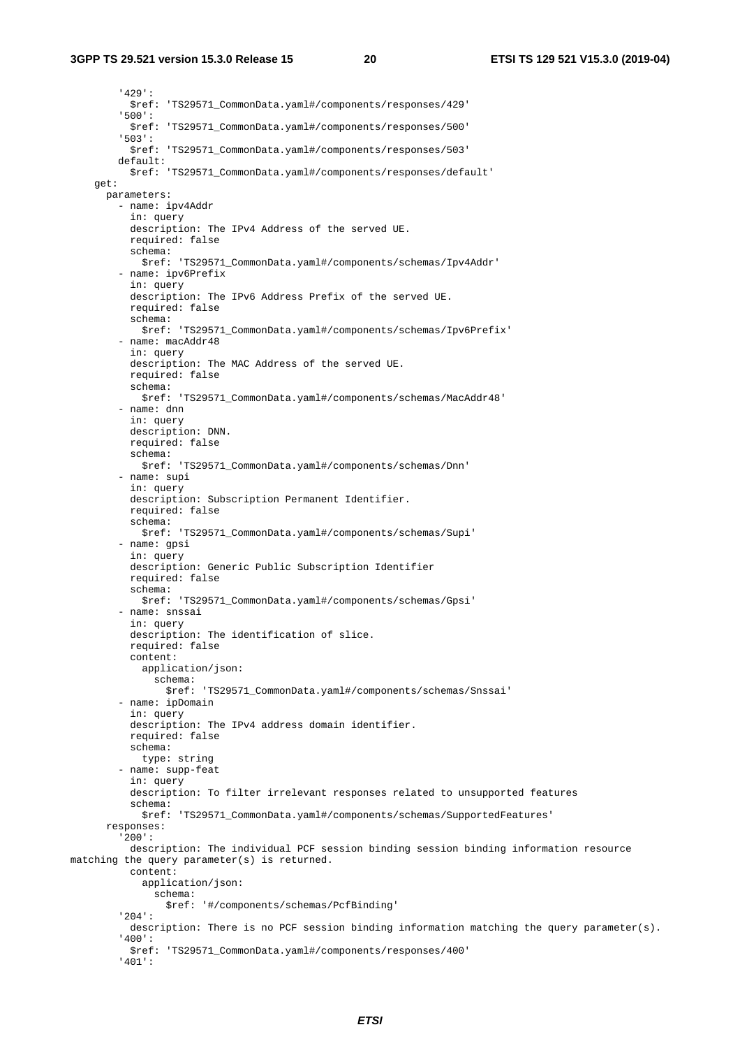```
        '429':
          $ref: 'TS29571_CommonData.yaml#/components/responses/429'
        '500':
          $ref: 'TS29571_CommonData.yaml#/components/responses/500'
        '503':
          $ref: 'TS29571_CommonData.yaml#/components/responses/503'
        default:
          $ref: 'TS29571_CommonData.yaml#/components/responses/default'
    get:
      parameters:
        - name: ipv4Addr
          in: query
          description: The IPv4 Address of the served UE.
          required: false
          schema:
            $ref: 'TS29571_CommonData.yaml#/components/schemas/Ipv4Addr'
        - name: ipv6Prefix
          in: query
          description: The IPv6 Address Prefix of the served UE.
          required: false
          schema:
            $ref: 'TS29571_CommonData.yaml#/components/schemas/Ipv6Prefix'
        - name: macAddr48
          in: query
          description: The MAC Address of the served UE.
          required: false
          schema:
            $ref: 'TS29571_CommonData.yaml#/components/schemas/MacAddr48'
        - name: dnn
          in: query
          description: DNN.
          required: false
          schema:
            $ref: 'TS29571_CommonData.yaml#/components/schemas/Dnn'
        - name: supi
          in: query
          description: Subscription Permanent Identifier.
          required: false
          schema:
            $ref: 'TS29571_CommonData.yaml#/components/schemas/Supi'
        - name: gpsi
          in: query
          description: Generic Public Subscription Identifier
          required: false
          schema:
            $ref: 'TS29571_CommonData.yaml#/components/schemas/Gpsi'
        - name: snssai
          in: query
          description: The identification of slice.
          required: false
          content:
            application/json:
              schema:
                $ref: 'TS29571_CommonData.yaml#/components/schemas/Snssai'
        - name: ipDomain
          in: query
          description: The IPv4 address domain identifier.
          required: false
          schema:
            type: string
        - name: supp-feat
          in: query
          description: To filter irrelevant responses related to unsupported features
          schema:
            $ref: 'TS29571_CommonData.yaml#/components/schemas/SupportedFeatures'
      responses:
        '200':
          description: The individual PCF session binding session binding information resource 
matching the query parameter(s) is returned.
          content:
            application/json:
              schema:
                $ref: '#/components/schemas/PcfBinding'
        '204':
          description: There is no PCF session binding information matching the query parameter(s).
        '400':
          $ref: 'TS29571_CommonData.yaml#/components/responses/400'
        '401':
```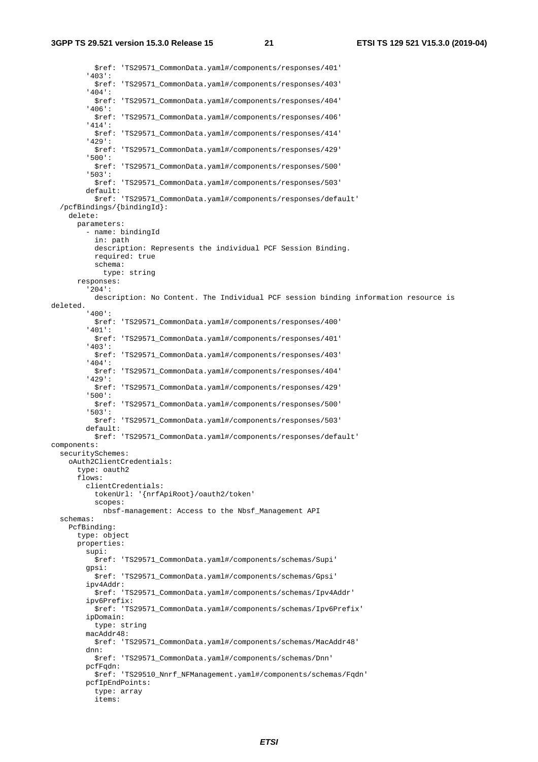```
          $ref: 'TS29571_CommonData.yaml#/components/responses/401'
        '403':
          $ref: 'TS29571_CommonData.yaml#/components/responses/403'
        '404':
          $ref: 'TS29571_CommonData.yaml#/components/responses/404'
        '406':
          $ref: 'TS29571_CommonData.yaml#/components/responses/406'
        '414':
          $ref: 'TS29571_CommonData.yaml#/components/responses/414'
        '429':
          $ref: 'TS29571_CommonData.yaml#/components/responses/429'
        '500':
          $ref: 'TS29571_CommonData.yaml#/components/responses/500'
        '503':
          $ref: 'TS29571_CommonData.yaml#/components/responses/503'
        default:
          $ref: 'TS29571_CommonData.yaml#/components/responses/default'
  /pcfBindings/{bindingId}:
    delete:
      parameters:
        - name: bindingId
          in: path
          description: Represents the individual PCF Session Binding.
          required: true
          schema:
            type: string
      responses:
        '204':
          description: No Content. The Individual PCF session binding information resource is
deleted.
        '400':
          $ref: 'TS29571_CommonData.yaml#/components/responses/400'
        '401':
          $ref: 'TS29571_CommonData.yaml#/components/responses/401'
        '403':
          $ref: 'TS29571_CommonData.yaml#/components/responses/403'
        '404':
          $ref: 'TS29571_CommonData.yaml#/components/responses/404'
        '429':
          $ref: 'TS29571_CommonData.yaml#/components/responses/429'
        '500':
          $ref: 'TS29571_CommonData.yaml#/components/responses/500'
        '503':
          $ref: 'TS29571_CommonData.yaml#/components/responses/503'
        default:
          $ref: 'TS29571_CommonData.yaml#/components/responses/default'
components:
  securitySchemes:
    oAuth2ClientCredentials:
      type: oauth2
      flows:
        clientCredentials:
          tokenUrl: '{nrfApiRoot}/oauth2/token'
          scopes:
            nbsf-management: Access to the Nbsf_Management API
  schemas:
    PcfBinding:
      type: object
      properties:
        supi:
          $ref: 'TS29571_CommonData.yaml#/components/schemas/Supi'
        gpsi:
          $ref: 'TS29571_CommonData.yaml#/components/schemas/Gpsi'
        ipv4Addr:
          $ref: 'TS29571_CommonData.yaml#/components/schemas/Ipv4Addr'
        ipv6Prefix:
          $ref: 'TS29571_CommonData.yaml#/components/schemas/Ipv6Prefix'
        ipDomain:
          type: string
        macAddr48:
          $ref: 'TS29571_CommonData.yaml#/components/schemas/MacAddr48'
        dnn:
          $ref: 'TS29571_CommonData.yaml#/components/schemas/Dnn'
        pcfFqdn:
          $ref: 'TS29510_Nnrf_NFManagement.yaml#/components/schemas/Fqdn'
        pcfIpEndPoints:
          type: array
          items:
```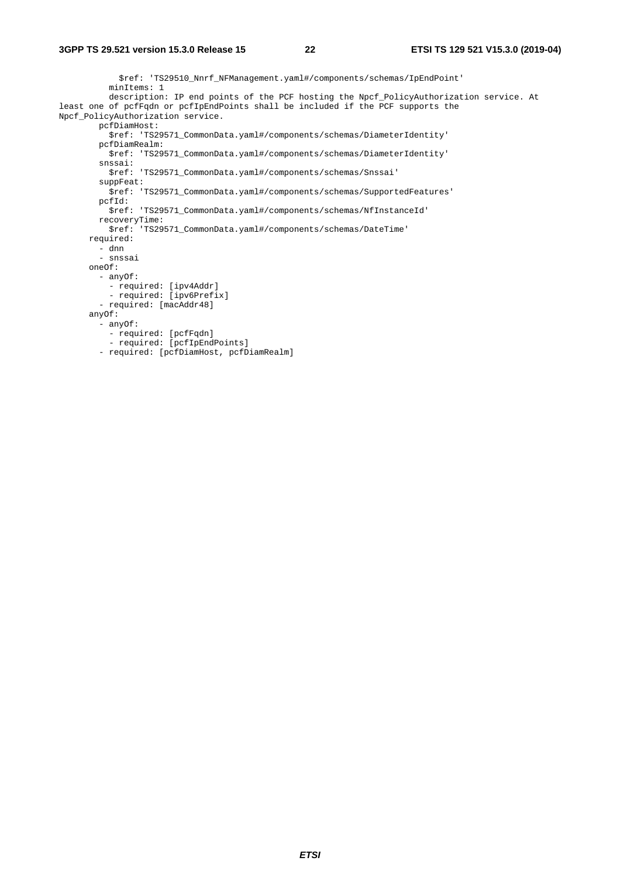```
            $ref: 'TS29510_Nnrf_NFManagement.yaml#/components/schemas/IpEndPoint'
          minItems: 1
          description: IP end points of the PCF hosting the Npcf_PolicyAuthorization service. At
least one of pcfFqdn or pcfIpEndPoints shall be included if the PCF supports the
Npcf_PolicyAuthorization service.
        pcfDiamHost:
          $ref: 'TS29571_CommonData.yaml#/components/schemas/DiameterIdentity'
        pcfDiamRealm:
          $ref: 'TS29571_CommonData.yaml#/components/schemas/DiameterIdentity'
        snssai:
          $ref: 'TS29571_CommonData.yaml#/components/schemas/Snssai'
        suppFeat:
          $ref: 'TS29571_CommonData.yaml#/components/schemas/SupportedFeatures'
        pcfId:
          $ref: 'TS29571_CommonData.yaml#/components/schemas/NfInstanceId'
        recoveryTime:
          $ref: 'TS29571_CommonData.yaml#/components/schemas/DateTime'
      required:
        - dnn
        - snssai
      oneOf:
        - anyOf:
          - required: [ipv4Addr]
          - required: [ipv6Prefix]
        - required: [macAddr48]
      anyOf:
        - anyOf:
          - required: [pcfFqdn]
          - required: [pcfIpEndPoints]
        - required: [pcfDiamHost, pcfDiamRealm]
```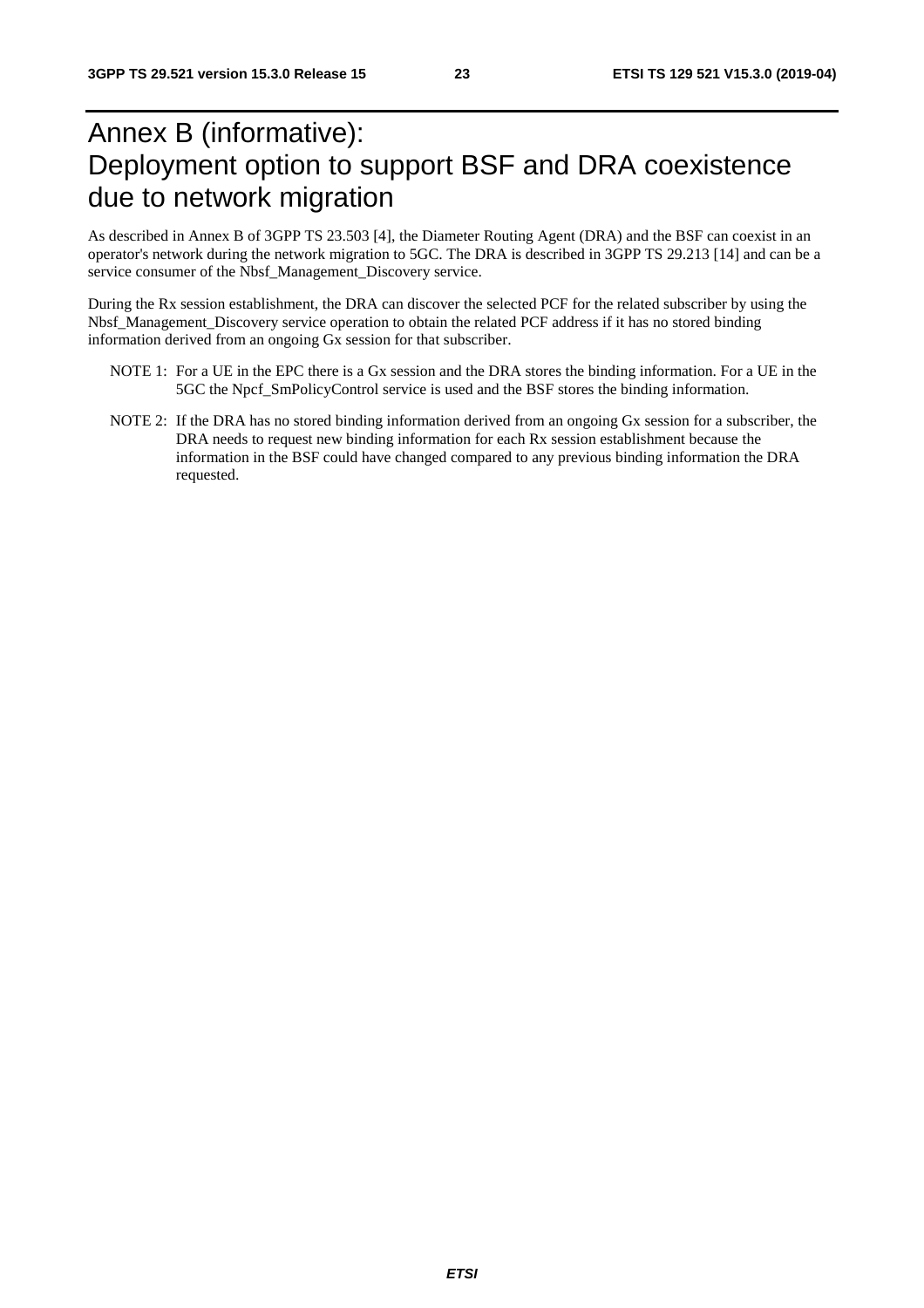# Annex B (informative): Deployment option to support BSF and DRA coexistence due to network migration

As described in Annex B of 3GPP TS 23.503 [4], the Diameter Routing Agent (DRA) and the BSF can coexist in an operator's network during the network migration to 5GC. The DRA is described in 3GPP TS 29.213 [14] and can be a service consumer of the Nbsf_Management_Discovery service.

During the Rx session establishment, the DRA can discover the selected PCF for the related subscriber by using the Nbsf_Management_Discovery service operation to obtain the related PCF address if it has no stored binding information derived from an ongoing Gx session for that subscriber.

NOTE 1: For a UE in the EPC there is a Gx session and the DRA stores the binding information. For a UE in the 5GC the Npcf_SmPolicyControl service is used and the BSF stores the binding information.

NOTE 2: If the DRA has no stored binding information derived from an ongoing Gx session for a subscriber, the DRA needs to request new binding information for each Rx session establishment because the information in the BSF could have changed compared to any previous binding information the DRA requested.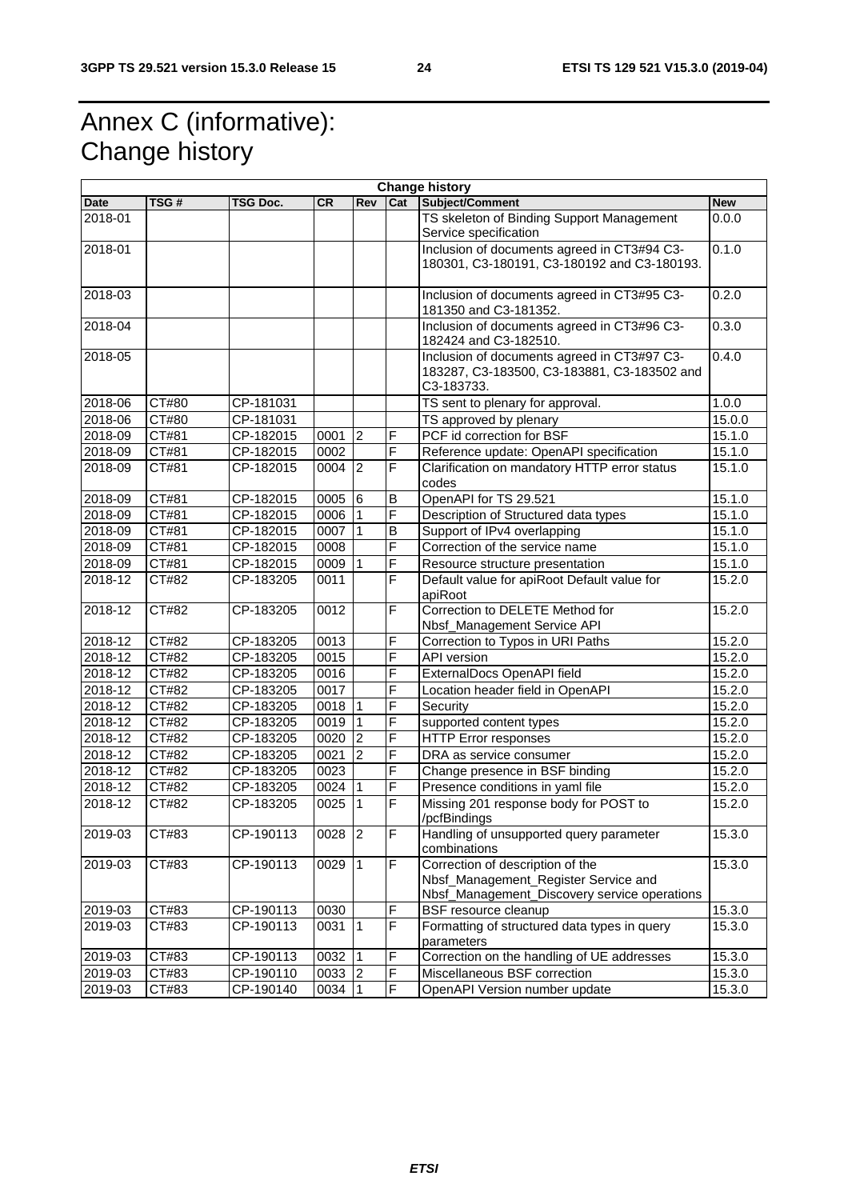# Annex C (informative): Change history

| Change history | | | | | | | |
|---|---|---|---|---|---|---|---|
| **Date** | **TSG #** | **TSG Doc.** | **CR** | **Rev** | **Cat** | **Subject/Comment** | **New** |
| 2018-01 | | | | | | TS skeleton of Binding Support Management Service specification | 0.0.0 |
| 2018-01 | | | | | | Inclusion of documents agreed in CT3#94 C3-180301, C3-180191, C3-180192 and C3-180193. | 0.1.0 |
| 2018-03 | | | | | | Inclusion of documents agreed in CT3#95 C3-181350 and C3-181352. | 0.2.0 |
| 2018-04 | | | | | | Inclusion of documents agreed in CT3#96 C3-182424 and C3-182510. | 0.3.0 |
| 2018-05 | | | | | | Inclusion of documents agreed in CT3#97 C3-183287, C3-183500, C3-183881, C3-183502 and C3-183733. | 0.4.0 |
| 2018-06 | CT#80 | CP-181031 | | | | TS sent to plenary for approval. | 1.0.0 |
| 2018-06 | CT#80 | CP-181031 | | | | TS approved by plenary | 15.0.0 |
| 2018-09 | CT#81 | CP-182015 | 0001 | 2 | F | PCF id correction for BSF | 15.1.0 |
| 2018-09 | CT#81 | CP-182015 | 0002 | | F | Reference update: OpenAPI specification | 15.1.0 |
| 2018-09 | CT#81 | CP-182015 | 0004 | 2 | F | Clarification on mandatory HTTP error status codes | 15.1.0 |
| 2018-09 | CT#81 | CP-182015 | 0005 | 6 | B | OpenAPI for TS 29.521 | 15.1.0 |
| 2018-09 | CT#81 | CP-182015 | 0006 | 1 | F | Description of Structured data types | 15.1.0 |
| 2018-09 | CT#81 | CP-182015 | 0007 | 1 | B | Support of IPv4 overlapping | 15.1.0 |
| 2018-09 | CT#81 | CP-182015 | 0008 | | F | Correction of the service name | 15.1.0 |
| 2018-09 | CT#81 | CP-182015 | 0009 | 1 | F | Resource structure presentation | 15.1.0 |
| 2018-12 | CT#82 | CP-183205 | 0011 | | F | Default value for apiRoot Default value for apiRoot | 15.2.0 |
| 2018-12 | CT#82 | CP-183205 | 0012 | | F | Correction to DELETE Method for Nbsf_Management Service API | 15.2.0 |
| 2018-12 | CT#82 | CP-183205 | 0013 | | F | Correction to Typos in URI Paths | 15.2.0 |
| 2018-12 | CT#82 | CP-183205 | 0015 | | F | API version | 15.2.0 |
| 2018-12 | CT#82 | CP-183205 | 0016 | | F | ExternalDocs OpenAPI field | 15.2.0 |
| 2018-12 | CT#82 | CP-183205 | 0017 | | F | Location header field in OpenAPI | 15.2.0 |
| 2018-12 | CT#82 | CP-183205 | 0018 | 1 | F | Security | 15.2.0 |
| 2018-12 | CT#82 | CP-183205 | 0019 | 1 | F | supported content types | 15.2.0 |
| 2018-12 | CT#82 | CP-183205 | 0020 | 2 | F | HTTP Error responses | 15.2.0 |
| 2018-12 | CT#82 | CP-183205 | 0021 | 2 | F | DRA as service consumer | 15.2.0 |
| 2018-12 | CT#82 | CP-183205 | 0023 | | F | Change presence in BSF binding | 15.2.0 |
| 2018-12 | CT#82 | CP-183205 | 0024 | 1 | F | Presence conditions in yaml file | 15.2.0 |
| 2018-12 | CT#82 | CP-183205 | 0025 | 1 | F | Missing 201 response body for POST to /pcfBindings | 15.2.0 |
| 2019-03 | CT#83 | CP-190113 | 0028 | 2 | F | Handling of unsupported query parameter combinations | 15.3.0 |
| 2019-03 | CT#83 | CP-190113 | 0029 | 1 | F | Correction of description of the Nbsf_Management_Register Service and Nbsf_Management_Discovery service operations | 15.3.0 |
| 2019-03 | CT#83 | CP-190113 | 0030 | | F | BSF resource cleanup | 15.3.0 |
| 2019-03 | CT#83 | CP-190113 | 0031 | 1 | F | Formatting of structured data types in query parameters | 15.3.0 |
| 2019-03 | CT#83 | CP-190113 | 0032 | 1 | F | Correction on the handling of UE addresses | 15.3.0 |
| 2019-03 | CT#83 | CP-190110 | 0033 | 2 | F | Miscellaneous BSF correction | 15.3.0 |
| 2019-03 | CT#83 | CP-190140 | 0034 | 1 | F | OpenAPI Version number update | 15.3.0 |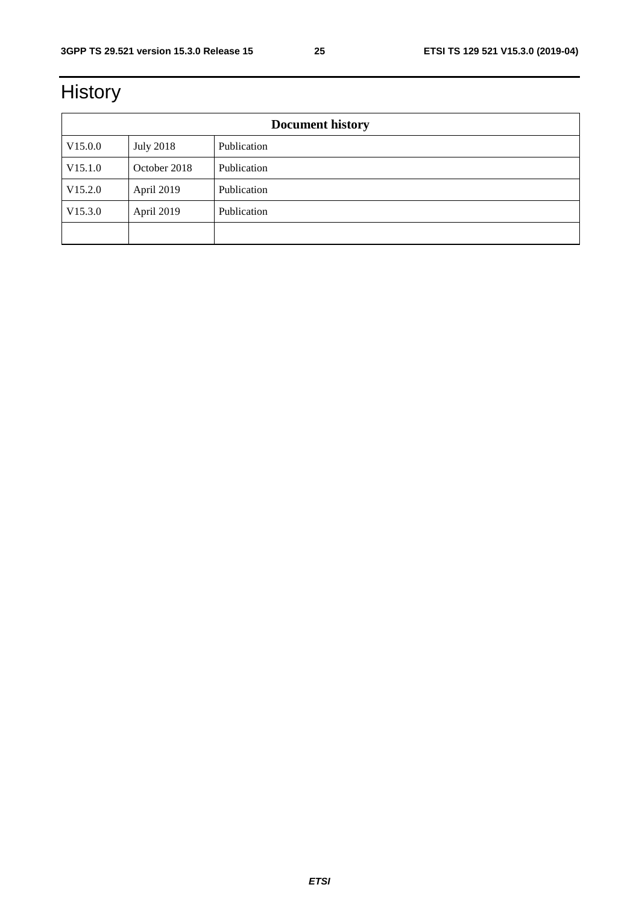# History

| Document history | | |
|---|---|---|
| V15.0.0 | July 2018 | Publication |
| V15.1.0 | October 2018 | Publication |
| V15.2.0 | April 2019 | Publication |
| V15.3.0 | April 2019 | Publication |
| | | |